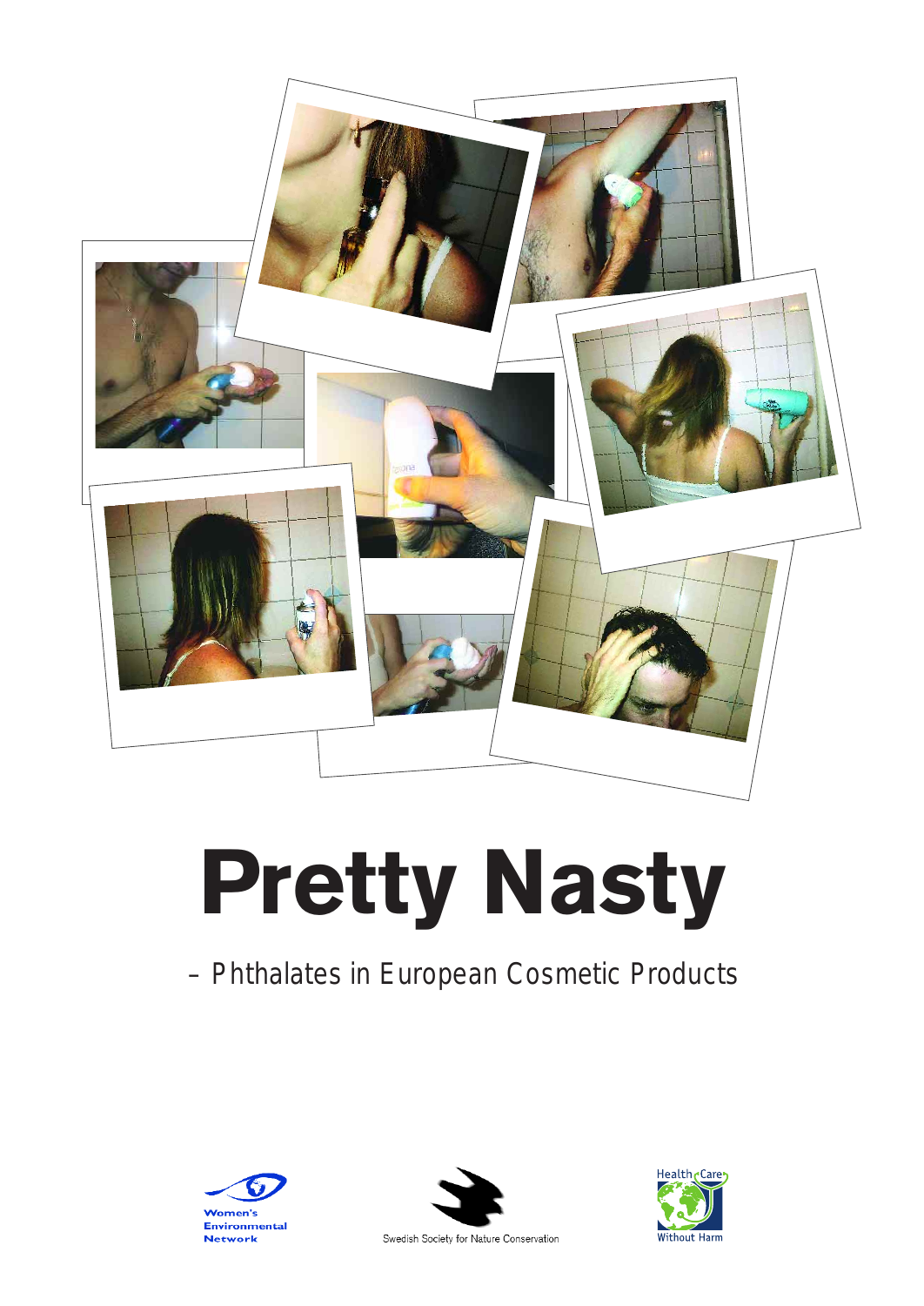# Pretty Nasty

– Phthalates in European Cosmetic Products

Women's Environmental Network

Swedish Society for Nature Conservation

Health Care Without Harm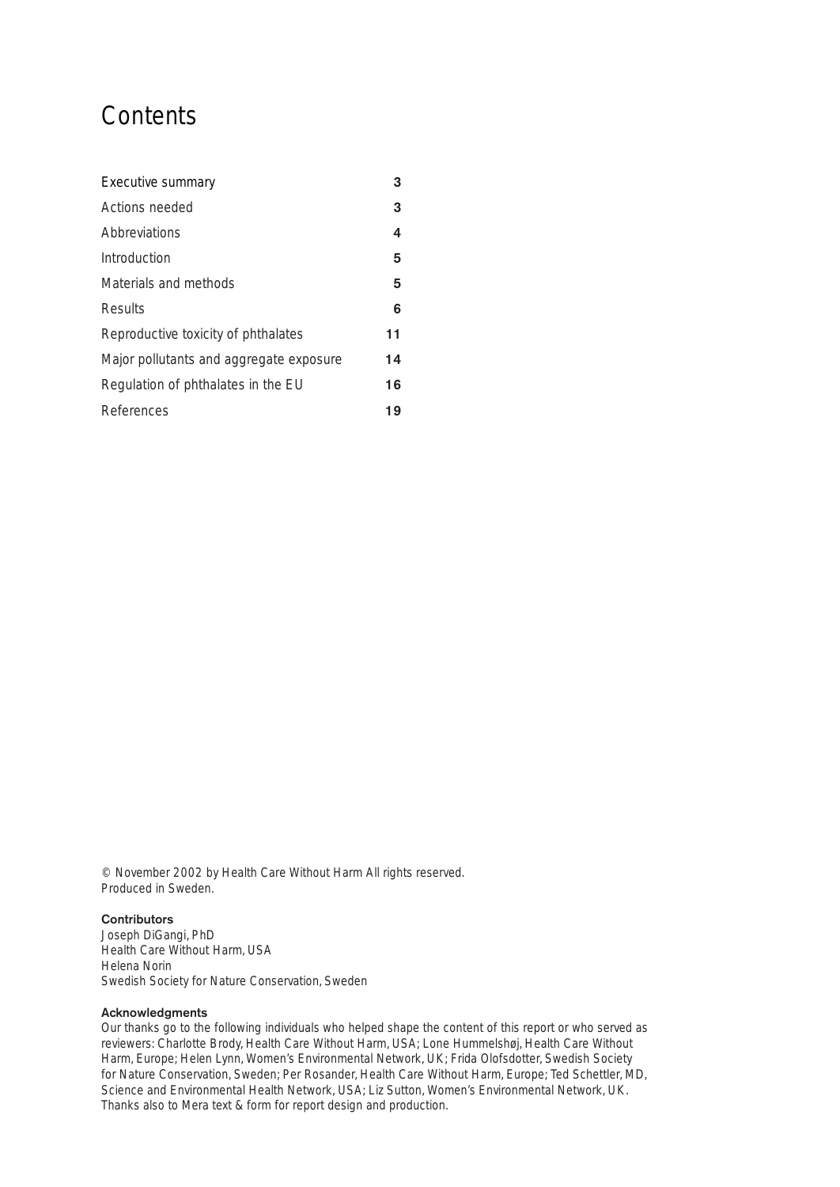# Contents

| | |
|---|---|
| Executive summary | 3 |
| Actions needed | 3 |
| Abbreviations | 4 |
| Introduction | 5 |
| Materials and methods | 5 |
| Results | 6 |
| Reproductive toxicity of phthalates | 11 |
| Major pollutants and aggregate exposure | 14 |
| Regulation of phthalates in the EU | 16 |
| References | 19 |

© November 2002 by Health Care Without Harm All rights reserved.
Produced in Sweden.

**Contributors**
Joseph DiGangi, PhD
Health Care Without Harm, USA
Helena Norin
Swedish Society for Nature Conservation, Sweden

**Acknowledgments**
Our thanks go to the following individuals who helped shape the content of this report or who served as reviewers: Charlotte Brody, Health Care Without Harm, USA; Lone Hummelshøj, Health Care Without Harm, Europe; Helen Lynn, Women's Environmental Network, UK; Frida Olofsdotter, Swedish Society for Nature Conservation, Sweden; Per Rosander, Health Care Without Harm, Europe; Ted Schettler, MD, Science and Environmental Health Network, USA; Liz Sutton, Women's Environmental Network, UK. Thanks also to Mera text & form for report design and production.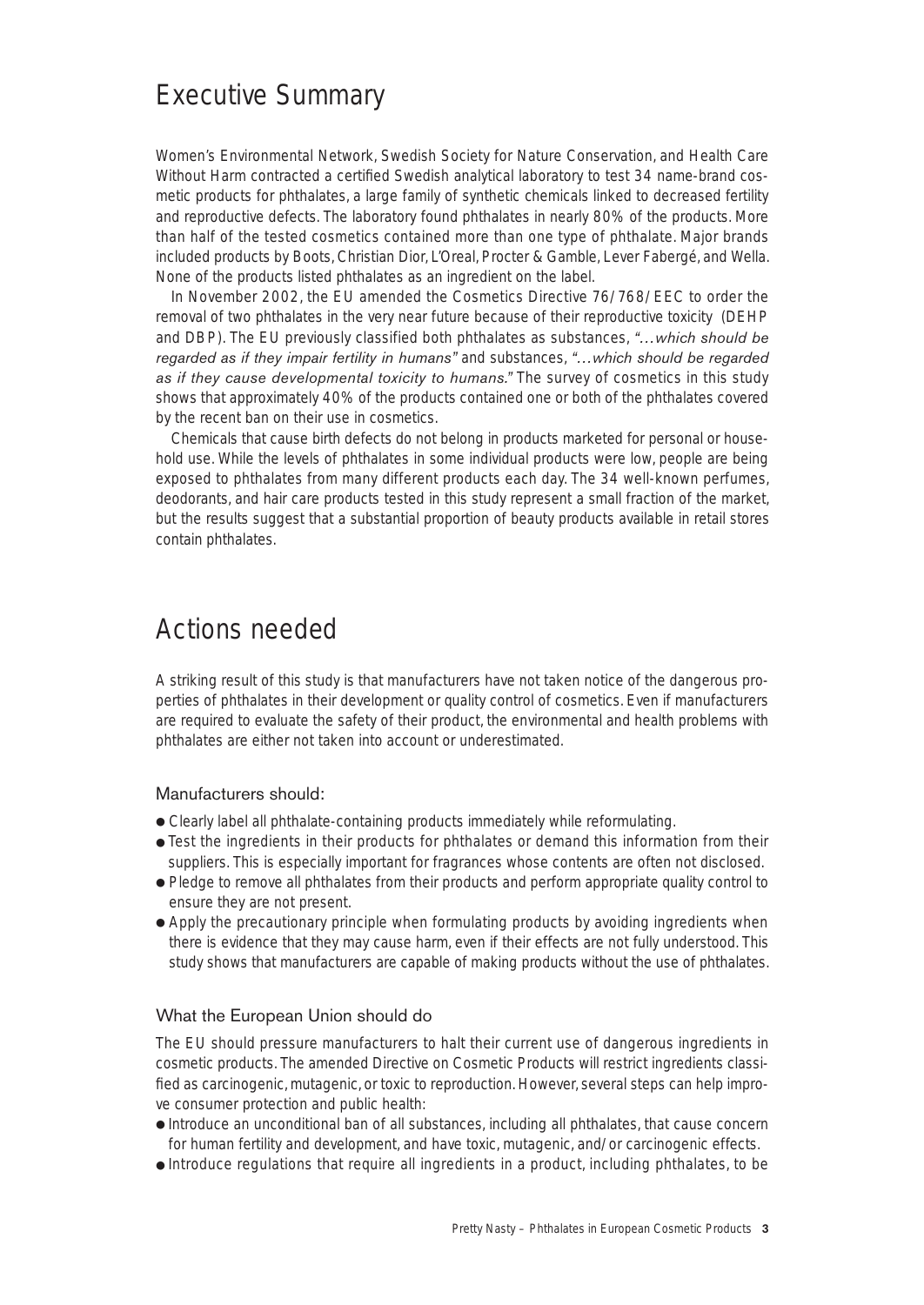# Executive Summary

Women's Environmental Network, Swedish Society for Nature Conservation, and Health Care Without Harm contracted a certified Swedish analytical laboratory to test 34 name-brand cosmetic products for phthalates, a large family of synthetic chemicals linked to decreased fertility and reproductive defects. The laboratory found phthalates in nearly 80% of the products. More than half of the tested cosmetics contained more than one type of phthalate. Major brands included products by Boots, Christian Dior, L'Oreal, Procter & Gamble, Lever Fabergé, and Wella. None of the products listed phthalates as an ingredient on the label.

In November 2002, the EU amended the Cosmetics Directive 76/768/EEC to order the removal of two phthalates in the very near future because of their reproductive toxicity (DEHP and DBP). The EU previously classified both phthalates as substances, *"…which should be regarded as if they impair fertility in humans"* and substances, *"…which should be regarded as if they cause developmental toxicity to humans."* The survey of cosmetics in this study shows that approximately 40% of the products contained one or both of the phthalates covered by the recent ban on their use in cosmetics.

Chemicals that cause birth defects do not belong in products marketed for personal or household use. While the levels of phthalates in some individual products were low, people are being exposed to phthalates from many different products each day. The 34 well-known perfumes, deodorants, and hair care products tested in this study represent a small fraction of the market, but the results suggest that a substantial proportion of beauty products available in retail stores contain phthalates.

# Actions needed

A striking result of this study is that manufacturers have not taken notice of the dangerous properties of phthalates in their development or quality control of cosmetics. Even if manufacturers are required to evaluate the safety of their product, the environmental and health problems with phthalates are either not taken into account or underestimated.

### Manufacturers should:

- Clearly label all phthalate-containing products immediately while reformulating.
- Test the ingredients in their products for phthalates or demand this information from their suppliers. This is especially important for fragrances whose contents are often not disclosed.
- Pledge to remove all phthalates from their products and perform appropriate quality control to ensure they are not present.
- Apply the precautionary principle when formulating products by avoiding ingredients when there is evidence that they may cause harm, even if their effects are not fully understood. This study shows that manufacturers are capable of making products without the use of phthalates.

### What the European Union should do

The EU should pressure manufacturers to halt their current use of dangerous ingredients in cosmetic products. The amended Directive on Cosmetic Products will restrict ingredients classified as carcinogenic, mutagenic, or toxic to reproduction. However, several steps can help improve consumer protection and public health:

- Introduce an unconditional ban of all substances, including all phthalates, that cause concern for human fertility and development, and have toxic, mutagenic, and/or carcinogenic effects.
- Introduce regulations that require all ingredients in a product, including phthalates, to be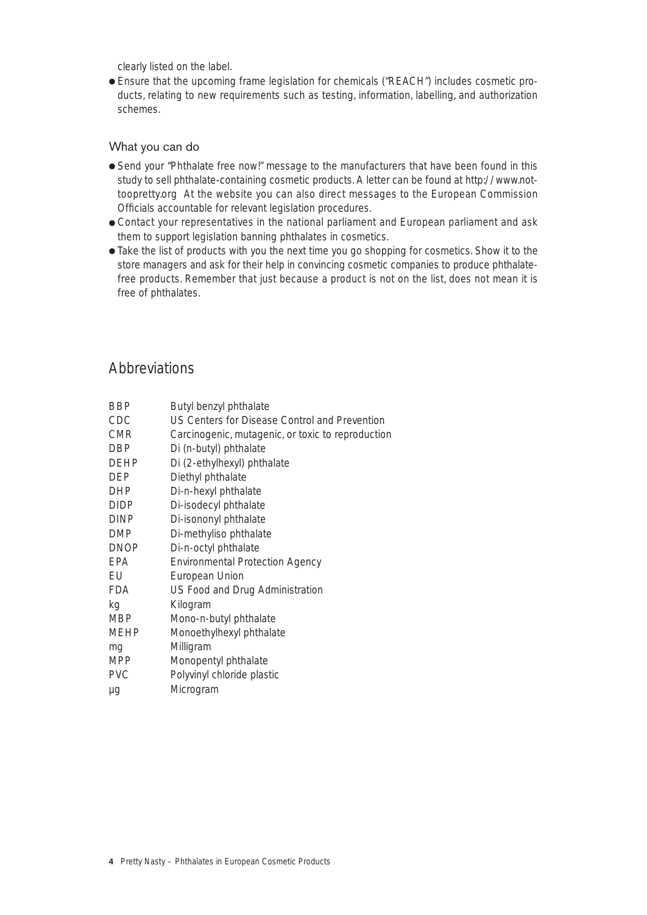clearly listed on the label.

- Ensure that the upcoming frame legislation for chemicals ("REACH") includes cosmetic products, relating to new requirements such as testing, information, labelling, and authorization schemes.

### What you can do

- Send your "Phthalate free now!" message to the manufacturers that have been found in this study to sell phthalate-containing cosmetic products. A letter can be found at http://www.nottoopretty.org At the website you can also direct messages to the European Commission Officials accountable for relevant legislation procedures.
- Contact your representatives in the national parliament and European parliament and ask them to support legislation banning phthalates in cosmetics.
- Take the list of products with you the next time you go shopping for cosmetics. Show it to the store managers and ask for their help in convincing cosmetic companies to produce phthalate-free products. Remember that just because a product is not on the list, does not mean it is free of phthalates.

## Abbreviations

| | |
|---|---|
| BBP | Butyl benzyl phthalate |
| CDC | US Centers for Disease Control and Prevention |
| CMR | Carcinogenic, mutagenic, or toxic to reproduction |
| DBP | Di (n-butyl) phthalate |
| DEHP | Di (2-ethylhexyl) phthalate |
| DEP | Diethyl phthalate |
| DHP | Di-n-hexyl phthalate |
| DIDP | Di-isodecyl phthalate |
| DINP | Di-isononyl phthalate |
| DMP | Di-methyliso phthalate |
| DNOP | Di-n-octyl phthalate |
| EPA | Environmental Protection Agency |
| EU | European Union |
| FDA | US Food and Drug Administration |
| kg | Kilogram |
| MBP | Mono-n-butyl phthalate |
| MEHP | Monoethylhexyl phthalate |
| mg | Milligram |
| MPP | Monopentyl phthalate |
| PVC | Polyvinyl chloride plastic |
| µg | Microgram |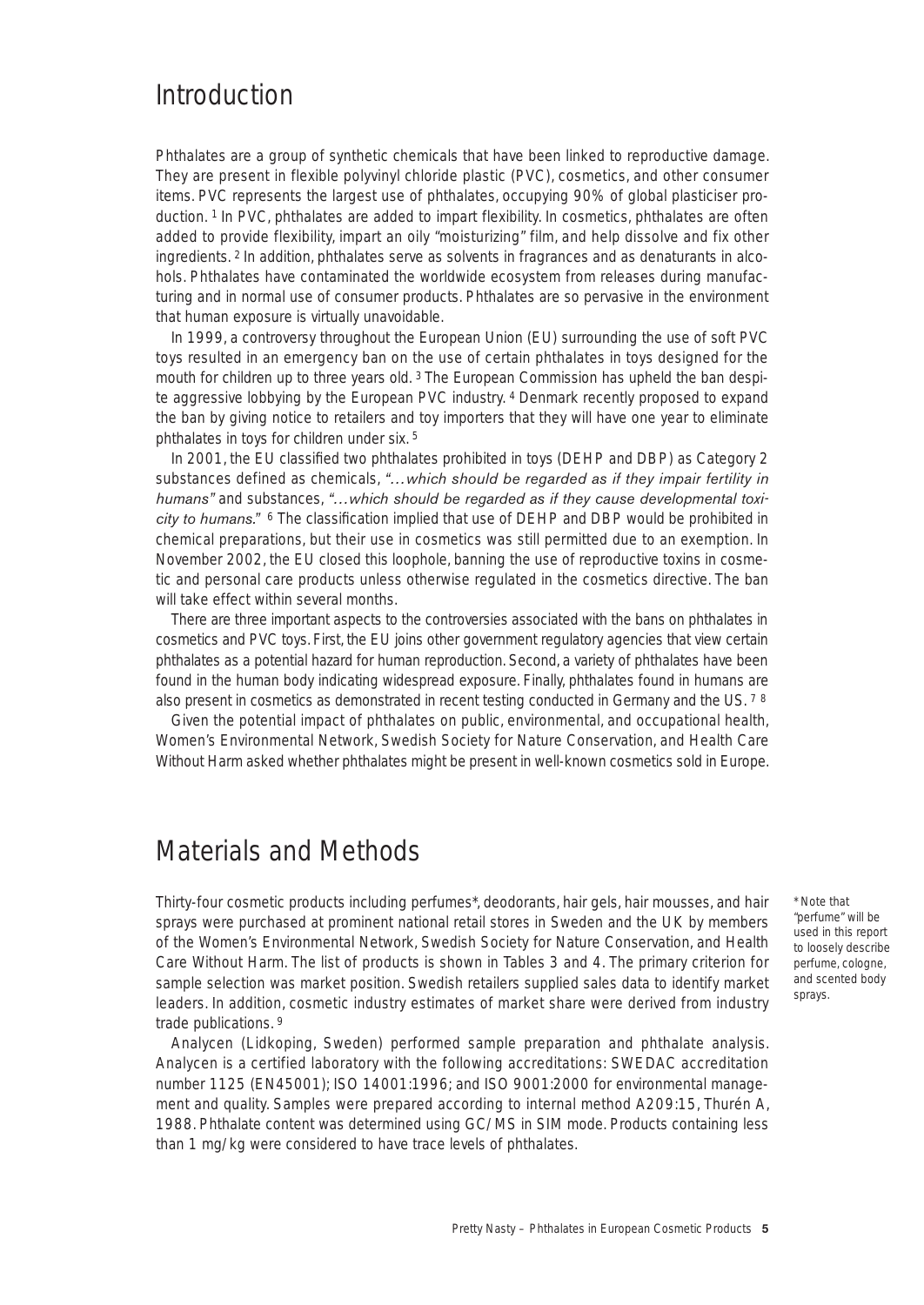# Introduction

Phthalates are a group of synthetic chemicals that have been linked to reproductive damage. They are present in flexible polyvinyl chloride plastic (PVC), cosmetics, and other consumer items. PVC represents the largest use of phthalates, occupying 90% of global plasticiser production. [1] In PVC, phthalates are added to impart flexibility. In cosmetics, phthalates are often added to provide flexibility, impart an oily "moisturizing" film, and help dissolve and fix other ingredients. [2] In addition, phthalates serve as solvents in fragrances and as denaturants in alcohols. Phthalates have contaminated the worldwide ecosystem from releases during manufacturing and in normal use of consumer products. Phthalates are so pervasive in the environment that human exposure is virtually unavoidable.

In 1999, a controversy throughout the European Union (EU) surrounding the use of soft PVC toys resulted in an emergency ban on the use of certain phthalates in toys designed for the mouth for children up to three years old. [3] The European Commission has upheld the ban despite aggressive lobbying by the European PVC industry. [4] Denmark recently proposed to expand the ban by giving notice to retailers and toy importers that they will have one year to eliminate phthalates in toys for children under six. [5]

In 2001, the EU classified two phthalates prohibited in toys (DEHP and DBP) as Category 2 substances defined as chemicals, *"…which should be regarded as if they impair fertility in humans"* and substances, *"…which should be regarded as if they cause developmental toxicity to humans."* [6] The classification implied that use of DEHP and DBP would be prohibited in chemical preparations, but their use in cosmetics was still permitted due to an exemption. In November 2002, the EU closed this loophole, banning the use of reproductive toxins in cosmetic and personal care products unless otherwise regulated in the cosmetics directive. The ban will take effect within several months.

There are three important aspects to the controversies associated with the bans on phthalates in cosmetics and PVC toys. First, the EU joins other government regulatory agencies that view certain phthalates as a potential hazard for human reproduction. Second, a variety of phthalates have been found in the human body indicating widespread exposure. Finally, phthalates found in humans are also present in cosmetics as demonstrated in recent testing conducted in Germany and the US. [7, 8]

Given the potential impact of phthalates on public, environmental, and occupational health, Women's Environmental Network, Swedish Society for Nature Conservation, and Health Care Without Harm asked whether phthalates might be present in well-known cosmetics sold in Europe.

# Materials and Methods

Thirty-four cosmetic products including perfumes*, deodorants, hair gels, hair mousses, and hair sprays were purchased at prominent national retail stores in Sweden and the UK by members of the Women's Environmental Network, Swedish Society for Nature Conservation, and Health Care Without Harm. The list of products is shown in Tables 3 and 4. The primary criterion for sample selection was market position. Swedish retailers supplied sales data to identify market leaders. In addition, cosmetic industry estimates of market share were derived from industry trade publications. [9]

Analycen (Lidkoping, Sweden) performed sample preparation and phthalate analysis. Analycen is a certified laboratory with the following accreditations: SWEDAC accreditation number 1125 (EN45001); ISO 14001:1996; and ISO 9001:2000 for environmental management and quality. Samples were prepared according to internal method A209:15, Thurén A, 1988. Phthalate content was determined using GC/MS in SIM mode. Products containing less than 1 mg/kg were considered to have trace levels of phthalates.

* Note that "perfume" will be used in this report to loosely describe perfume, cologne, and scented body sprays.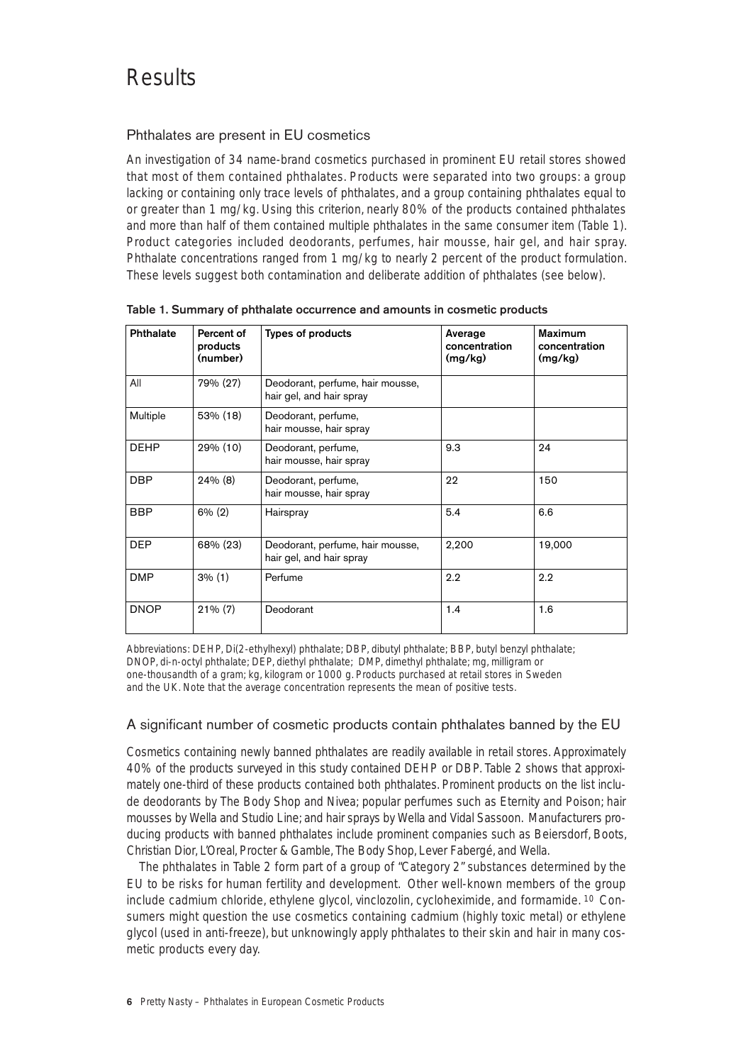# Results

## Phthalates are present in EU cosmetics

An investigation of 34 name-brand cosmetics purchased in prominent EU retail stores showed that most of them contained phthalates. Products were separated into two groups: a group lacking or containing only trace levels of phthalates, and a group containing phthalates equal to or greater than 1 mg/kg. Using this criterion, nearly 80% of the products contained phthalates and more than half of them contained multiple phthalates in the same consumer item (Table 1). Product categories included deodorants, perfumes, hair mousse, hair gel, and hair spray. Phthalate concentrations ranged from 1 mg/kg to nearly 2 percent of the product formulation. These levels suggest both contamination and deliberate addition of phthalates (see below).

**Table 1. Summary of phthalate occurrence and amounts in cosmetic products**

| Phthalate | Percent of products (number) | Types of products | Average concentration (mg/kg) | Maximum concentration (mg/kg) |
|---|---|---|---|---|
| All | 79% (27) | Deodorant, perfume, hair mousse, hair gel, and hair spray | | |
| Multiple | 53% (18) | Deodorant, perfume, hair mousse, hair spray | | |
| DEHP | 29% (10) | Deodorant, perfume, hair mousse, hair spray | 9.3 | 24 |
| DBP | 24% (8) | Deodorant, perfume, hair mousse, hair spray | 22 | 150 |
| BBP | 6% (2) | Hairspray | 5.4 | 6.6 |
| DEP | 68% (23) | Deodorant, perfume, hair mousse, hair gel, and hair spray | 2,200 | 19,000 |
| DMP | 3% (1) | Perfume | 2.2 | 2.2 |
| DNOP | 21% (7) | Deodorant | 1.4 | 1.6 |

Abbreviations: DEHP, Di(2-ethylhexyl) phthalate; DBP, dibutyl phthalate; BBP, butyl benzyl phthalate; DNOP, di-n-octyl phthalate; DEP, diethyl phthalate; DMP, dimethyl phthalate; mg, milligram or one-thousandth of a gram; kg, kilogram or 1000 g. Products purchased at retail stores in Sweden and the UK. Note that the average concentration represents the mean of positive tests.

## A significant number of cosmetic products contain phthalates banned by the EU

Cosmetics containing newly banned phthalates are readily available in retail stores. Approximately 40% of the products surveyed in this study contained DEHP or DBP. Table 2 shows that approximately one-third of these products contained both phthalates. Prominent products on the list include deodorants by The Body Shop and Nivea; popular perfumes such as Eternity and Poison; hair mousses by Wella and Studio Line; and hair sprays by Wella and Vidal Sassoon. Manufacturers producing products with banned phthalates include prominent companies such as Beiersdorf, Boots, Christian Dior, L'Oreal, Procter & Gamble, The Body Shop, Lever Fabergé, and Wella.

The phthalates in Table 2 form part of a group of "Category 2" substances determined by the EU to be risks for human fertility and development. Other well-known members of the group include cadmium chloride, ethylene glycol, vinclozolin, cycloheximide, and formamide.[10] Consumers might question the use cosmetics containing cadmium (highly toxic metal) or ethylene glycol (used in anti-freeze), but unknowingly apply phthalates to their skin and hair in many cosmetic products every day.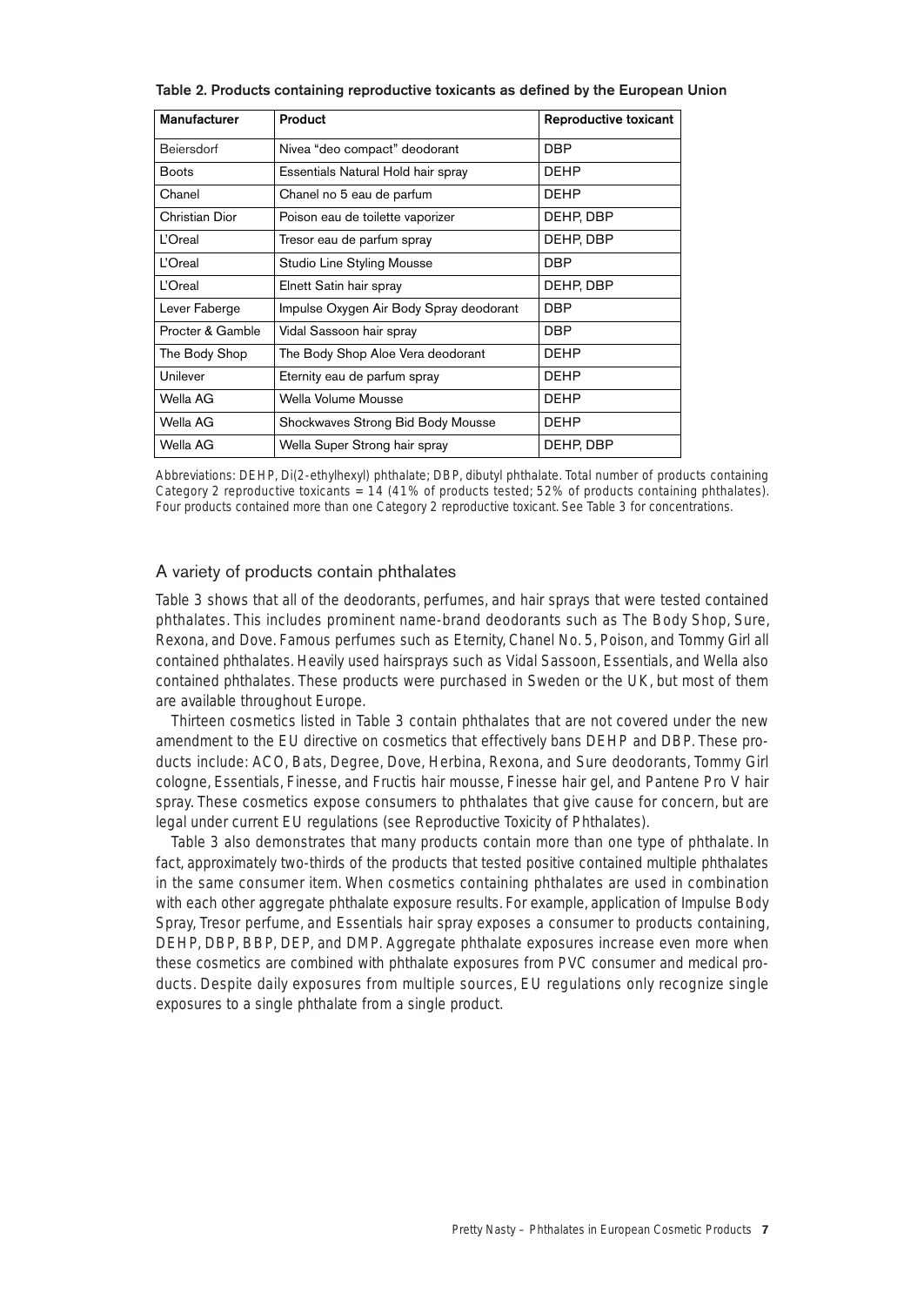**Table 2. Products containing reproductive toxicants as defined by the European Union**

| Manufacturer | Product | Reproductive toxicant |
|---|---|---|
| Beiersdorf | Nivea "deo compact" deodorant | DBP |
| Boots | Essentials Natural Hold hair spray | DEHP |
| Chanel | Chanel no 5 eau de parfum | DEHP |
| Christian Dior | Poison eau de toilette vaporizer | DEHP, DBP |
| L'Oreal | Tresor eau de parfum spray | DEHP, DBP |
| L'Oreal | Studio Line Styling Mousse | DBP |
| L'Oreal | Elnett Satin hair spray | DEHP, DBP |
| Lever Faberge | Impulse Oxygen Air Body Spray deodorant | DBP |
| Procter & Gamble | Vidal Sassoon hair spray | DBP |
| The Body Shop | The Body Shop Aloe Vera deodorant | DEHP |
| Unilever | Eternity eau de parfum spray | DEHP |
| Wella AG | Wella Volume Mousse | DEHP |
| Wella AG | Shockwaves Strong Bid Body Mousse | DEHP |
| Wella AG | Wella Super Strong hair spray | DEHP, DBP |

Abbreviations: DEHP, Di(2-ethylhexyl) phthalate; DBP, dibutyl phthalate. Total number of products containing Category 2 reproductive toxicants = 14 (41% of products tested; 52% of products containing phthalates). Four products contained more than one Category 2 reproductive toxicant. See Table 3 for concentrations.

## A variety of products contain phthalates

Table 3 shows that all of the deodorants, perfumes, and hair sprays that were tested contained phthalates. This includes prominent name-brand deodorants such as The Body Shop, Sure, Rexona, and Dove. Famous perfumes such as Eternity, Chanel No. 5, Poison, and Tommy Girl all contained phthalates. Heavily used hairsprays such as Vidal Sassoon, Essentials, and Wella also contained phthalates. These products were purchased in Sweden or the UK, but most of them are available throughout Europe.

Thirteen cosmetics listed in Table 3 contain phthalates that are not covered under the new amendment to the EU directive on cosmetics that effectively bans DEHP and DBP. These products include: ACO, Bats, Degree, Dove, Herbina, Rexona, and Sure deodorants, Tommy Girl cologne, Essentials, Finesse, and Fructis hair mousse, Finesse hair gel, and Pantene Pro V hair spray. These cosmetics expose consumers to phthalates that give cause for concern, but are legal under current EU regulations (see Reproductive Toxicity of Phthalates).

Table 3 also demonstrates that many products contain more than one type of phthalate. In fact, approximately two-thirds of the products that tested positive contained multiple phthalates in the same consumer item. When cosmetics containing phthalates are used in combination with each other aggregate phthalate exposure results. For example, application of Impulse Body Spray, Tresor perfume, and Essentials hair spray exposes a consumer to products containing, DEHP, DBP, BBP, DEP, and DMP. Aggregate phthalate exposures increase even more when these cosmetics are combined with phthalate exposures from PVC consumer and medical products. Despite daily exposures from multiple sources, EU regulations only recognize single exposures to a single phthalate from a single product.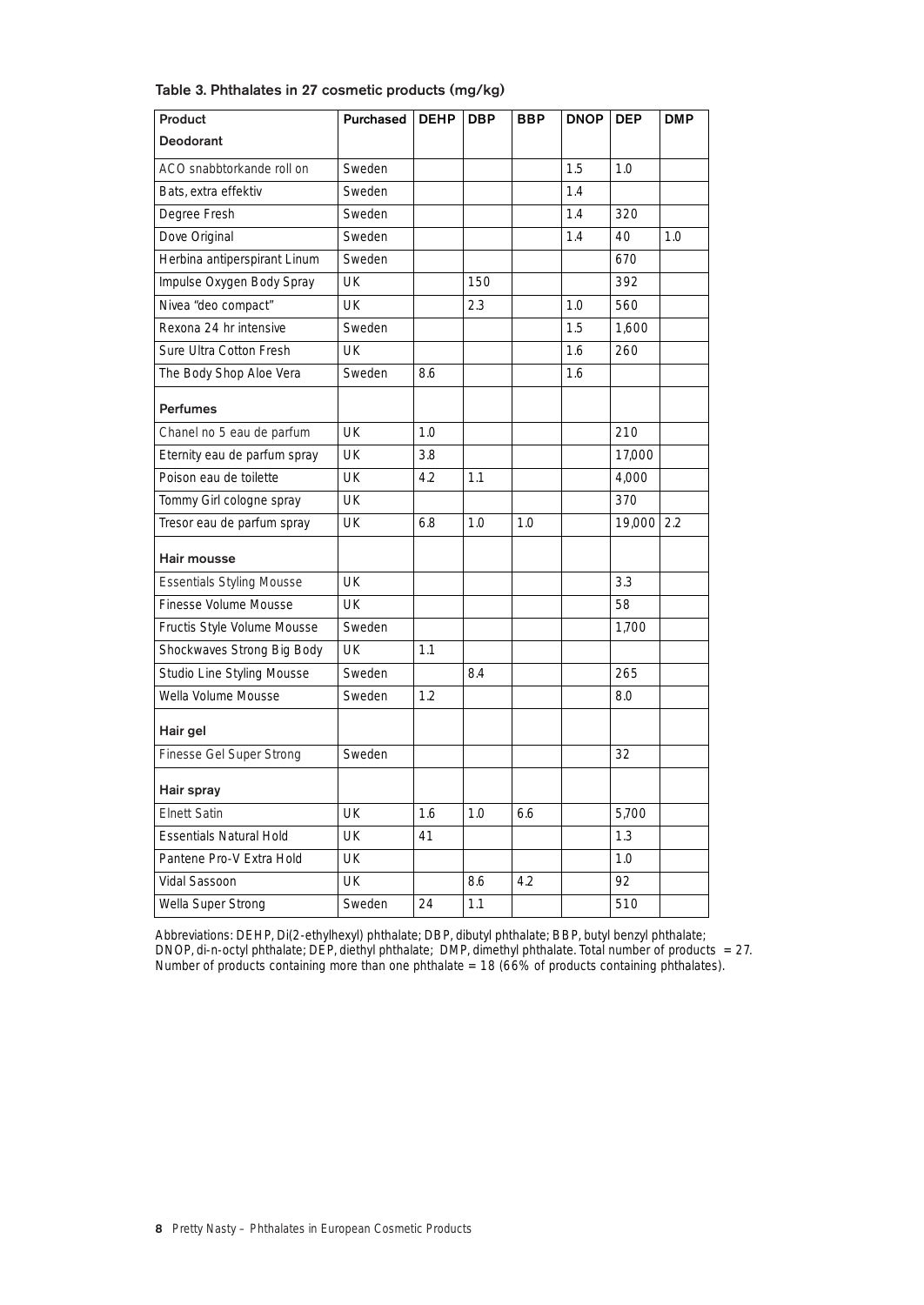Table 3. Phthalates in 27 cosmetic products (mg/kg)

| Product | Purchased | DEHP | DBP | BBP | DNOP | DEP | DMP |
|---|---|---|---|---|---|---|---|
| **Deodorant** | | | | | | | |
| ACO snabbtorkande roll on | Sweden | | | | 1.5 | 1.0 | |
| Bats, extra effektiv | Sweden | | | | 1.4 | | |
| Degree Fresh | Sweden | | | | 1.4 | 320 | |
| Dove Original | Sweden | | | | 1.4 | 40 | 1.0 |
| Herbina antiperspirant Linum | Sweden | | | | | 670 | |
| Impulse Oxygen Body Spray | UK | | 150 | | | 392 | |
| Nivea "deo compact" | UK | | 2.3 | | 1.0 | 560 | |
| Rexona 24 hr intensive | Sweden | | | | 1.5 | 1,600 | |
| Sure Ultra Cotton Fresh | UK | | | | 1.6 | 260 | |
| The Body Shop Aloe Vera | Sweden | 8.6 | | | 1.6 | | |
| **Perfumes** | | | | | | | |
| Chanel no 5 eau de parfum | UK | 1.0 | | | | 210 | |
| Eternity eau de parfum spray | UK | 3.8 | | | | 17,000 | |
| Poison eau de toilette | UK | 4.2 | 1.1 | | | 4,000 | |
| Tommy Girl cologne spray | UK | | | | | 370 | |
| Tresor eau de parfum spray | UK | 6.8 | 1.0 | 1.0 | | 19,000 | 2.2 |
| **Hair mousse** | | | | | | | |
| Essentials Styling Mousse | UK | | | | | 3.3 | |
| Finesse Volume Mousse | UK | | | | | 58 | |
| Fructis Style Volume Mousse | Sweden | | | | | 1,700 | |
| Shockwaves Strong Big Body | UK | 1.1 | | | | | |
| Studio Line Styling Mousse | Sweden | | 8.4 | | | 265 | |
| Wella Volume Mousse | Sweden | 1.2 | | | | 8.0 | |
| **Hair gel** | | | | | | | |
| Finesse Gel Super Strong | Sweden | | | | | 32 | |
| **Hair spray** | | | | | | | |
| Elnett Satin | UK | 1.6 | 1.0 | 6.6 | | 5,700 | |
| Essentials Natural Hold | UK | 41 | | | | 1.3 | |
| Pantene Pro-V Extra Hold | UK | | | | | 1.0 | |
| Vidal Sassoon | UK | | 8.6 | 4.2 | | 92 | |
| Wella Super Strong | Sweden | 24 | 1.1 | | | 510 | |

Abbreviations: DEHP, Di(2-ethylhexyl) phthalate; DBP, dibutyl phthalate; BBP, butyl benzyl phthalate; DNOP, di-n-octyl phthalate; DEP, diethyl phthalate; DMP, dimethyl phthalate. Total number of products = 27. Number of products containing more than one phthalate = 18 (66% of products containing phthalates).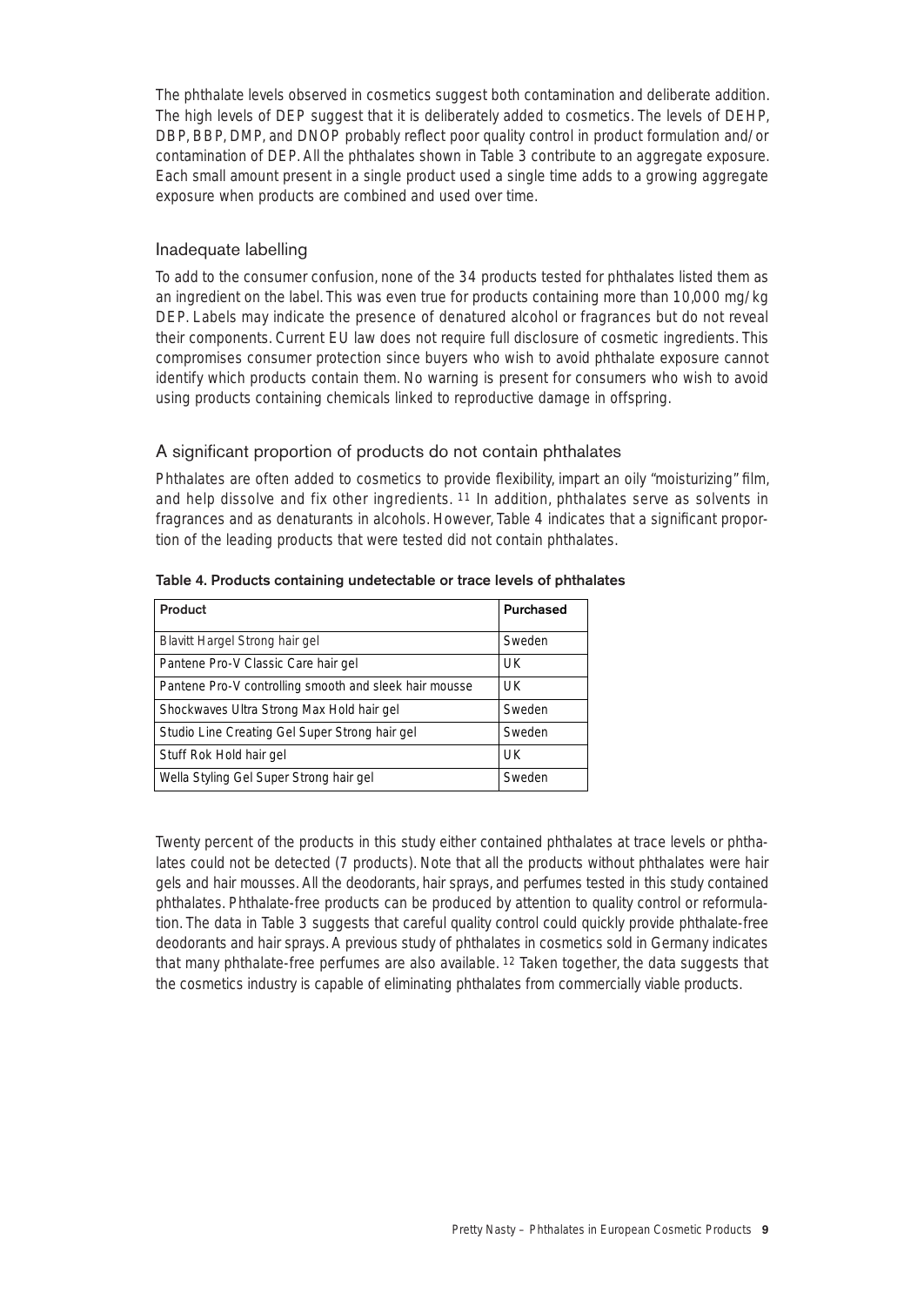The phthalate levels observed in cosmetics suggest both contamination and deliberate addition. The high levels of DEP suggest that it is deliberately added to cosmetics. The levels of DEHP, DBP, BBP, DMP, and DNOP probably reflect poor quality control in product formulation and/or contamination of DEP. All the phthalates shown in Table 3 contribute to an aggregate exposure. Each small amount present in a single product used a single time adds to a growing aggregate exposure when products are combined and used over time.

## Inadequate labelling

To add to the consumer confusion, none of the 34 products tested for phthalates listed them as an ingredient on the label. This was even true for products containing more than 10,000 mg/kg DEP. Labels may indicate the presence of denatured alcohol or fragrances but do not reveal their components. Current EU law does not require full disclosure of cosmetic ingredients. This compromises consumer protection since buyers who wish to avoid phthalate exposure cannot identify which products contain them. No warning is present for consumers who wish to avoid using products containing chemicals linked to reproductive damage in offspring.

## A significant proportion of products do not contain phthalates

Phthalates are often added to cosmetics to provide flexibility, impart an oily "moisturizing" film, and help dissolve and fix other ingredients. [11] In addition, phthalates serve as solvents in fragrances and as denaturants in alcohols. However, Table 4 indicates that a significant proportion of the leading products that were tested did not contain phthalates.

**Table 4. Products containing undetectable or trace levels of phthalates**

| Product | Purchased |
|---|---|
| Blavitt Hargel Strong hair gel | Sweden |
| Pantene Pro-V Classic Care hair gel | UK |
| Pantene Pro-V controlling smooth and sleek hair mousse | UK |
| Shockwaves Ultra Strong Max Hold hair gel | Sweden |
| Studio Line Creating Gel Super Strong hair gel | Sweden |
| Stuff Rok Hold hair gel | UK |
| Wella Styling Gel Super Strong hair gel | Sweden |

Twenty percent of the products in this study either contained phthalates at trace levels or phthalates could not be detected (7 products). Note that all the products without phthalates were hair gels and hair mousses. All the deodorants, hair sprays, and perfumes tested in this study contained phthalates. Phthalate-free products can be produced by attention to quality control or reformulation. The data in Table 3 suggests that careful quality control could quickly provide phthalate-free deodorants and hair sprays. A previous study of phthalates in cosmetics sold in Germany indicates that many phthalate-free perfumes are also available. [12] Taken together, the data suggests that the cosmetics industry is capable of eliminating phthalates from commercially viable products.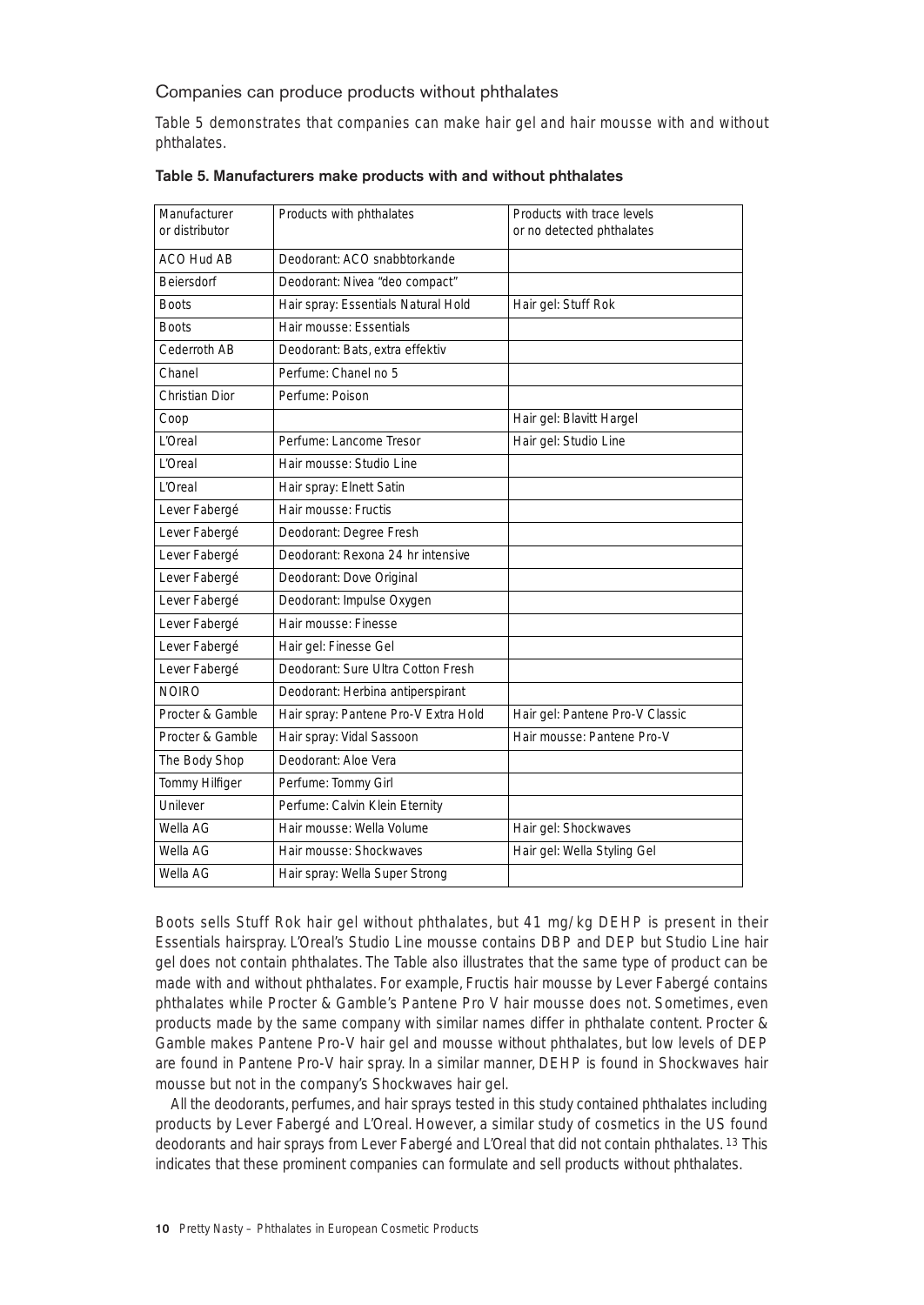## Companies can produce products without phthalates

Table 5 demonstrates that companies can make hair gel and hair mousse with and without phthalates.

**Table 5. Manufacturers make products with and without phthalates**

| Manufacturer or distributor | Products with phthalates | Products with trace levels or no detected phthalates |
|---|---|---|
| ACO Hud AB | Deodorant: ACO snabbtorkande | |
| Beiersdorf | Deodorant: Nivea "deo compact" | |
| Boots | Hair spray: Essentials Natural Hold | Hair gel: Stuff Rok |
| Boots | Hair mousse: Essentials | |
| Cederroth AB | Deodorant: Bats, extra effektiv | |
| Chanel | Perfume: Chanel no 5 | |
| Christian Dior | Perfume: Poison | |
| Coop | | Hair gel: Blavitt Hargel |
| L'Oreal | Perfume: Lancome Tresor | Hair gel: Studio Line |
| L'Oreal | Hair mousse: Studio Line | |
| L'Oreal | Hair spray: Elnett Satin | |
| Lever Fabergé | Hair mousse: Fructis | |
| Lever Fabergé | Deodorant: Degree Fresh | |
| Lever Fabergé | Deodorant: Rexona 24 hr intensive | |
| Lever Fabergé | Deodorant: Dove Original | |
| Lever Fabergé | Deodorant: Impulse Oxygen | |
| Lever Fabergé | Hair mousse: Finesse | |
| Lever Fabergé | Hair gel: Finesse Gel | |
| Lever Fabergé | Deodorant: Sure Ultra Cotton Fresh | |
| NOIRO | Deodorant: Herbina antiperspirant | |
| Procter & Gamble | Hair spray: Pantene Pro-V Extra Hold | Hair gel: Pantene Pro-V Classic |
| Procter & Gamble | Hair spray: Vidal Sassoon | Hair mousse: Pantene Pro-V |
| The Body Shop | Deodorant: Aloe Vera | |
| Tommy Hilfiger | Perfume: Tommy Girl | |
| Unilever | Perfume: Calvin Klein Eternity | |
| Wella AG | Hair mousse: Wella Volume | Hair gel: Shockwaves |
| Wella AG | Hair mousse: Shockwaves | Hair gel: Wella Styling Gel |
| Wella AG | Hair spray: Wella Super Strong | |

Boots sells Stuff Rok hair gel without phthalates, but 41 mg/kg DEHP is present in their Essentials hairspray. L'Oreal's Studio Line mousse contains DBP and DEP but Studio Line hair gel does not contain phthalates. The Table also illustrates that the same type of product can be made with and without phthalates. For example, Fructis hair mousse by Lever Fabergé contains phthalates while Procter & Gamble's Pantene Pro V hair mousse does not. Sometimes, even products made by the same company with similar names differ in phthalate content. Procter & Gamble makes Pantene Pro-V hair gel and mousse without phthalates, but low levels of DEP are found in Pantene Pro-V hair spray. In a similar manner, DEHP is found in Shockwaves hair mousse but not in the company's Shockwaves hair gel.

All the deodorants, perfumes, and hair sprays tested in this study contained phthalates including products by Lever Fabergé and L'Oreal. However, a similar study of cosmetics in the US found deodorants and hair sprays from Lever Fabergé and L'Oreal that did not contain phthalates. [13] This indicates that these prominent companies can formulate and sell products without phthalates.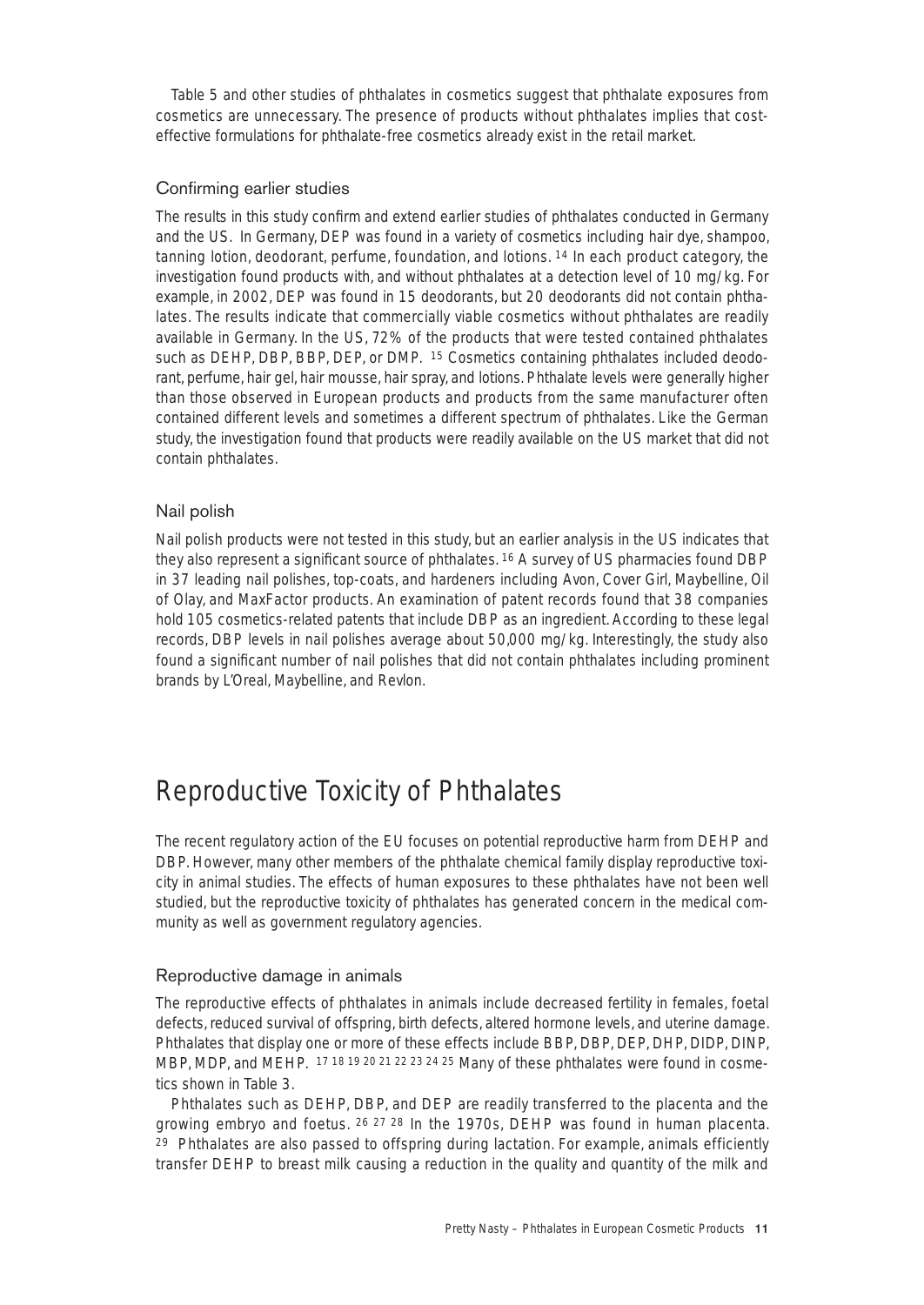Table 5 and other studies of phthalates in cosmetics suggest that phthalate exposures from cosmetics are unnecessary. The presence of products without phthalates implies that cost-effective formulations for phthalate-free cosmetics already exist in the retail market.

### Confirming earlier studies

The results in this study confirm and extend earlier studies of phthalates conducted in Germany and the US. In Germany, DEP was found in a variety of cosmetics including hair dye, shampoo, tanning lotion, deodorant, perfume, foundation, and lotions.[14] In each product category, the investigation found products with, and without phthalates at a detection level of 10 mg/kg. For example, in 2002, DEP was found in 15 deodorants, but 20 deodorants did not contain phthalates. The results indicate that commercially viable cosmetics without phthalates are readily available in Germany. In the US, 72% of the products that were tested contained phthalates such as DEHP, DBP, BBP, DEP, or DMP.[15] Cosmetics containing phthalates included deodorant, perfume, hair gel, hair mousse, hair spray, and lotions. Phthalate levels were generally higher than those observed in European products and products from the same manufacturer often contained different levels and sometimes a different spectrum of phthalates. Like the German study, the investigation found that products were readily available on the US market that did not contain phthalates.

### Nail polish

Nail polish products were not tested in this study, but an earlier analysis in the US indicates that they also represent a significant source of phthalates.[16] A survey of US pharmacies found DBP in 37 leading nail polishes, top-coats, and hardeners including Avon, Cover Girl, Maybelline, Oil of Olay, and MaxFactor products. An examination of patent records found that 38 companies hold 105 cosmetics-related patents that include DBP as an ingredient. According to these legal records, DBP levels in nail polishes average about 50,000 mg/kg. Interestingly, the study also found a significant number of nail polishes that did not contain phthalates including prominent brands by L'Oreal, Maybelline, and Revlon.

## Reproductive Toxicity of Phthalates

The recent regulatory action of the EU focuses on potential reproductive harm from DEHP and DBP. However, many other members of the phthalate chemical family display reproductive toxicity in animal studies. The effects of human exposures to these phthalates have not been well studied, but the reproductive toxicity of phthalates has generated concern in the medical community as well as government regulatory agencies.

### Reproductive damage in animals

The reproductive effects of phthalates in animals include decreased fertility in females, foetal defects, reduced survival of offspring, birth defects, altered hormone levels, and uterine damage. Phthalates that display one or more of these effects include BBP, DBP, DEP, DHP, DIDP, DINP, MBP, MDP, and MEHP.[17,18,19,20,21,22,23,24,25] Many of these phthalates were found in cosmetics shown in Table 3.

Phthalates such as DEHP, DBP, and DEP are readily transferred to the placenta and the growing embryo and foetus.[26,27,28] In the 1970s, DEHP was found in human placenta.[29] Phthalates are also passed to offspring during lactation. For example, animals efficiently transfer DEHP to breast milk causing a reduction in the quality and quantity of the milk and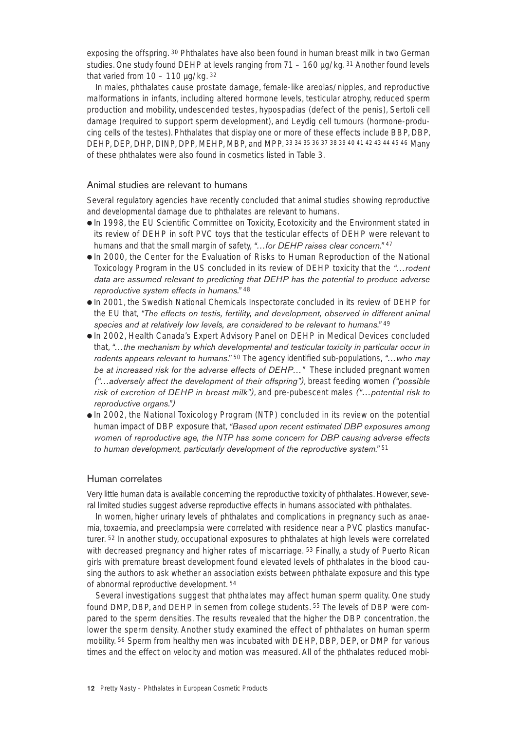exposing the offspring. [30] Phthalates have also been found in human breast milk in two German studies. One study found DEHP at levels ranging from 71 – 160 µg/kg. [31] Another found levels that varied from 10 – 110 µg/kg. [32]

In males, phthalates cause prostate damage, female-like areolas/nipples, and reproductive malformations in infants, including altered hormone levels, testicular atrophy, reduced sperm production and mobility, undescended testes, hypospadias (defect of the penis), Sertoli cell damage (required to support sperm development), and Leydig cell tumours (hormone-producing cells of the testes). Phthalates that display one or more of these effects include BBP, DBP, DEHP, DEP, DHP, DINP, DPP, MEHP, MBP, and MPP. [33 34 35 36 37 38 39 40 41 42 43 44 45 46] Many of these phthalates were also found in cosmetics listed in Table 3.

## Animal studies are relevant to humans

Several regulatory agencies have recently concluded that animal studies showing reproductive and developmental damage due to phthalates are relevant to humans.

- In 1998, the EU Scientific Committee on Toxicity, Ecotoxicity and the Environment stated in its review of DEHP in soft PVC toys that the testicular effects of DEHP were relevant to humans and that the small margin of safety, *"…for DEHP raises clear concern."* [47]
- In 2000, the Center for the Evaluation of Risks to Human Reproduction of the National Toxicology Program in the US concluded in its review of DEHP toxicity that the *"…rodent data are assumed relevant to predicting that DEHP has the potential to produce adverse reproductive system effects in humans."* [48]
- In 2001, the Swedish National Chemicals Inspectorate concluded in its review of DEHP for the EU that, *"The effects on testis, fertility, and development, observed in different animal species and at relatively low levels, are considered to be relevant to humans."* [49]
- In 2002, Health Canada's Expert Advisory Panel on DEHP in Medical Devices concluded that, *"…the mechanism by which developmental and testicular toxicity in particular occur in rodents appears relevant to humans."* [50] The agency identified sub-populations, *"…who may be at increased risk for the adverse effects of DEHP…"* These included pregnant women *("…adversely affect the development of their offspring")*, breast feeding women *("possible risk of excretion of DEHP in breast milk")*, and pre-pubescent males *("…potential risk to reproductive organs.")*
- In 2002, the National Toxicology Program (NTP) concluded in its review on the potential human impact of DBP exposure that, *"Based upon recent estimated DBP exposures among women of reproductive age, the NTP has some concern for DBP causing adverse effects to human development, particularly development of the reproductive system."* [51]

## Human correlates

Very little human data is available concerning the reproductive toxicity of phthalates. However, several limited studies suggest adverse reproductive effects in humans associated with phthalates.

In women, higher urinary levels of phthalates and complications in pregnancy such as anaemia, toxaemia, and preeclampsia were correlated with residence near a PVC plastics manufacturer. [52] In another study, occupational exposures to phthalates at high levels were correlated with decreased pregnancy and higher rates of miscarriage. [53] Finally, a study of Puerto Rican girls with premature breast development found elevated levels of phthalates in the blood causing the authors to ask whether an association exists between phthalate exposure and this type of abnormal reproductive development. [54]

Several investigations suggest that phthalates may affect human sperm quality. One study found DMP, DBP, and DEHP in semen from college students. [55] The levels of DBP were compared to the sperm densities. The results revealed that the higher the DBP concentration, the lower the sperm density. Another study examined the effect of phthalates on human sperm mobility. [56] Sperm from healthy men was incubated with DEHP, DBP, DEP, or DMP for various times and the effect on velocity and motion was measured. All of the phthalates reduced mobi-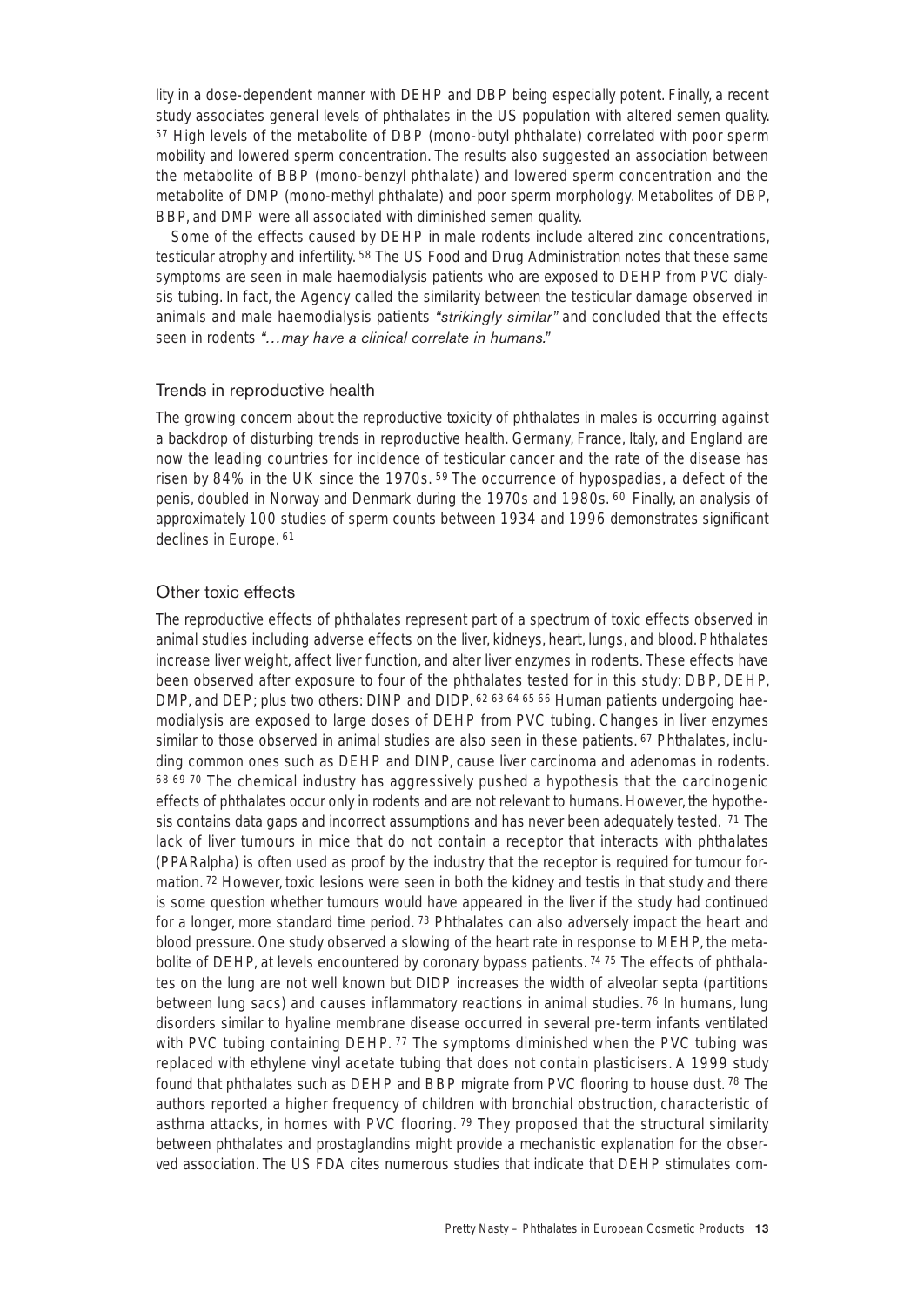lity in a dose-dependent manner with DEHP and DBP being especially potent. Finally, a recent study associates general levels of phthalates in the US population with altered semen quality. [57] High levels of the metabolite of DBP (mono-butyl phthalate) correlated with poor sperm mobility and lowered sperm concentration. The results also suggested an association between the metabolite of BBP (mono-benzyl phthalate) and lowered sperm concentration and the metabolite of DMP (mono-methyl phthalate) and poor sperm morphology. Metabolites of DBP, BBP, and DMP were all associated with diminished semen quality.

Some of the effects caused by DEHP in male rodents include altered zinc concentrations, testicular atrophy and infertility. [58] The US Food and Drug Administration notes that these same symptoms are seen in male haemodialysis patients who are exposed to DEHP from PVC dialysis tubing. In fact, the Agency called the similarity between the testicular damage observed in animals and male haemodialysis patients *"strikingly similar"* and concluded that the effects seen in rodents *"…may have a clinical correlate in humans."*

## Trends in reproductive health

The growing concern about the reproductive toxicity of phthalates in males is occurring against a backdrop of disturbing trends in reproductive health. Germany, France, Italy, and England are now the leading countries for incidence of testicular cancer and the rate of the disease has risen by 84% in the UK since the 1970s. [59] The occurrence of hypospadias, a defect of the penis, doubled in Norway and Denmark during the 1970s and 1980s. [60] Finally, an analysis of approximately 100 studies of sperm counts between 1934 and 1996 demonstrates significant declines in Europe. [61]

## Other toxic effects

The reproductive effects of phthalates represent part of a spectrum of toxic effects observed in animal studies including adverse effects on the liver, kidneys, heart, lungs, and blood. Phthalates increase liver weight, affect liver function, and alter liver enzymes in rodents. These effects have been observed after exposure to four of the phthalates tested for in this study: DBP, DEHP, DMP, and DEP; plus two others: DINP and DIDP. [62 63 64 65 66] Human patients undergoing haemodialysis are exposed to large doses of DEHP from PVC tubing. Changes in liver enzymes similar to those observed in animal studies are also seen in these patients. [67] Phthalates, including common ones such as DEHP and DINP, cause liver carcinoma and adenomas in rodents. [68 69 70] The chemical industry has aggressively pushed a hypothesis that the carcinogenic effects of phthalates occur only in rodents and are not relevant to humans. However, the hypothesis contains data gaps and incorrect assumptions and has never been adequately tested. [71] The lack of liver tumours in mice that do not contain a receptor that interacts with phthalates (PPARalpha) is often used as proof by the industry that the receptor is required for tumour formation. [72] However, toxic lesions were seen in both the kidney and testis in that study and there is some question whether tumours would have appeared in the liver if the study had continued for a longer, more standard time period. [73] Phthalates can also adversely impact the heart and blood pressure. One study observed a slowing of the heart rate in response to MEHP, the metabolite of DEHP, at levels encountered by coronary bypass patients. [74 75] The effects of phthalates on the lung are not well known but DIDP increases the width of alveolar septa (partitions between lung sacs) and causes inflammatory reactions in animal studies. [76] In humans, lung disorders similar to hyaline membrane disease occurred in several pre-term infants ventilated with PVC tubing containing DEHP. [77] The symptoms diminished when the PVC tubing was replaced with ethylene vinyl acetate tubing that does not contain plasticisers. A 1999 study found that phthalates such as DEHP and BBP migrate from PVC flooring to house dust. [78] The authors reported a higher frequency of children with bronchial obstruction, characteristic of asthma attacks, in homes with PVC flooring. [79] They proposed that the structural similarity between phthalates and prostaglandins might provide a mechanistic explanation for the observed association. The US FDA cites numerous studies that indicate that DEHP stimulates com-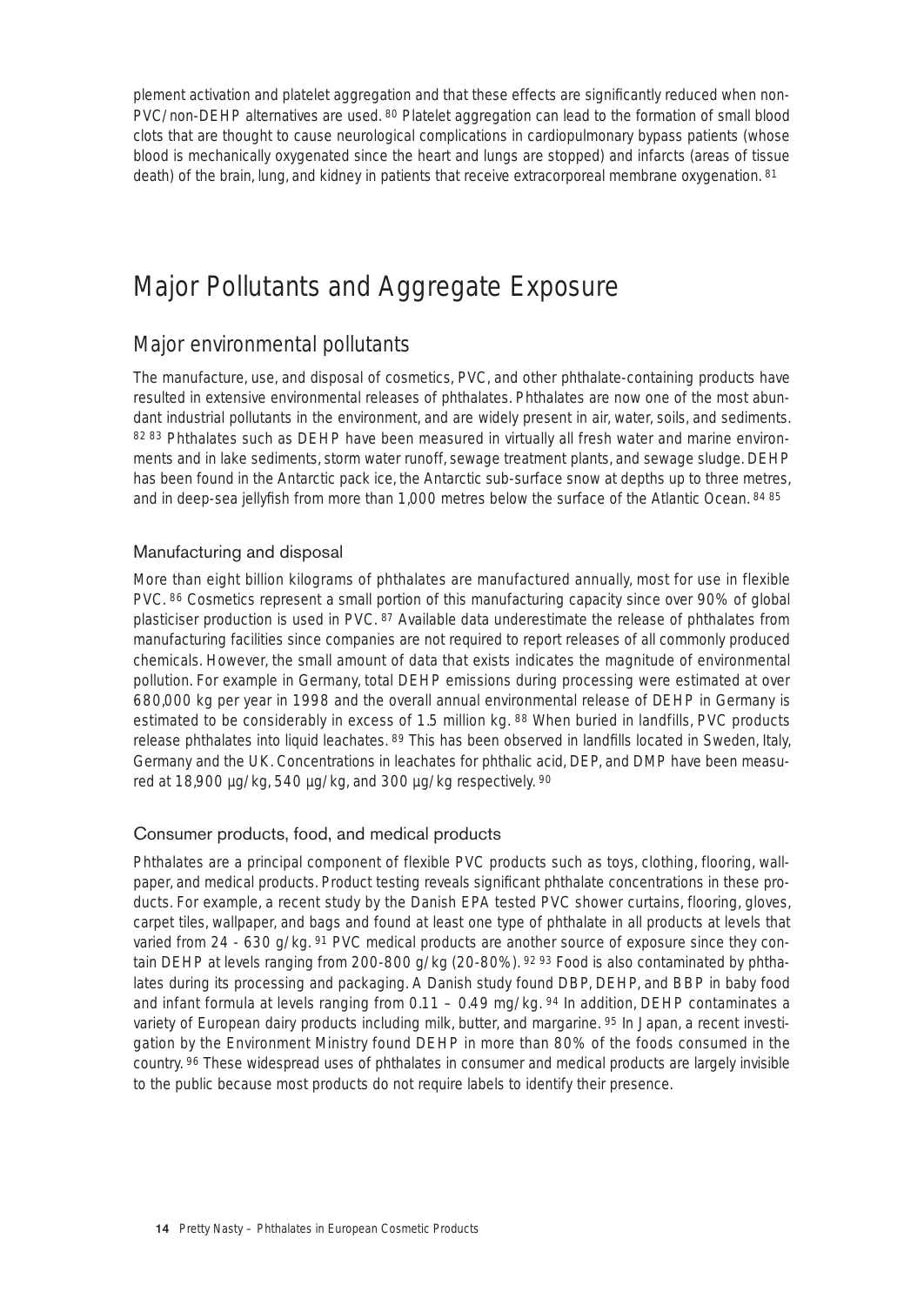plement activation and platelet aggregation and that these effects are significantly reduced when non-PVC/non-DEHP alternatives are used. [80] Platelet aggregation can lead to the formation of small blood clots that are thought to cause neurological complications in cardiopulmonary bypass patients (whose blood is mechanically oxygenated since the heart and lungs are stopped) and infarcts (areas of tissue death) of the brain, lung, and kidney in patients that receive extracorporeal membrane oxygenation. [81]

# Major Pollutants and Aggregate Exposure

## Major environmental pollutants

The manufacture, use, and disposal of cosmetics, PVC, and other phthalate-containing products have resulted in extensive environmental releases of phthalates. Phthalates are now one of the most abundant industrial pollutants in the environment, and are widely present in air, water, soils, and sediments. [82, 83] Phthalates such as DEHP have been measured in virtually all fresh water and marine environments and in lake sediments, storm water runoff, sewage treatment plants, and sewage sludge. DEHP has been found in the Antarctic pack ice, the Antarctic sub-surface snow at depths up to three metres, and in deep-sea jellyfish from more than 1,000 metres below the surface of the Atlantic Ocean. [84, 85]

### Manufacturing and disposal

More than eight billion kilograms of phthalates are manufactured annually, most for use in flexible PVC. [86] Cosmetics represent a small portion of this manufacturing capacity since over 90% of global plasticiser production is used in PVC. [87] Available data underestimate the release of phthalates from manufacturing facilities since companies are not required to report releases of all commonly produced chemicals. However, the small amount of data that exists indicates the magnitude of environmental pollution. For example in Germany, total DEHP emissions during processing were estimated at over 680,000 kg per year in 1998 and the overall annual environmental release of DEHP in Germany is estimated to be considerably in excess of 1.5 million kg. [88] When buried in landfills, PVC products release phthalates into liquid leachates. [89] This has been observed in landfills located in Sweden, Italy, Germany and the UK. Concentrations in leachates for phthalic acid, DEP, and DMP have been measured at 18,900 µg/kg, 540 µg/kg, and 300 µg/kg respectively. [90]

### Consumer products, food, and medical products

Phthalates are a principal component of flexible PVC products such as toys, clothing, flooring, wallpaper, and medical products. Product testing reveals significant phthalate concentrations in these products. For example, a recent study by the Danish EPA tested PVC shower curtains, flooring, gloves, carpet tiles, wallpaper, and bags and found at least one type of phthalate in all products at levels that varied from 24 - 630 g/kg. [91] PVC medical products are another source of exposure since they contain DEHP at levels ranging from 200-800 g/kg (20-80%). [92, 93] Food is also contaminated by phthalates during its processing and packaging. A Danish study found DBP, DEHP, and BBP in baby food and infant formula at levels ranging from 0.11 – 0.49 mg/kg. [94] In addition, DEHP contaminates a variety of European dairy products including milk, butter, and margarine. [95] In Japan, a recent investigation by the Environment Ministry found DEHP in more than 80% of the foods consumed in the country. [96] These widespread uses of phthalates in consumer and medical products are largely invisible to the public because most products do not require labels to identify their presence.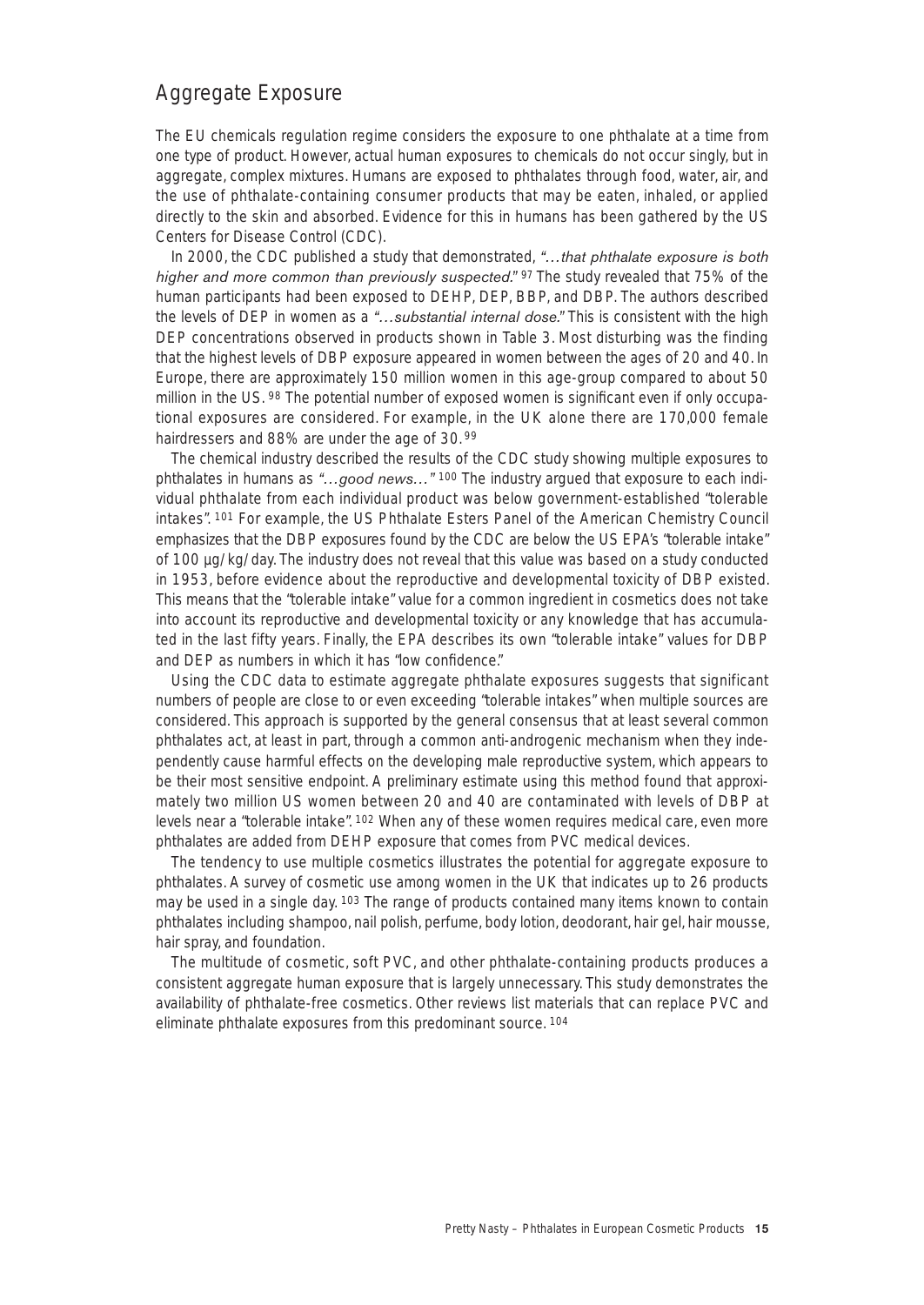## Aggregate Exposure

The EU chemicals regulation regime considers the exposure to one phthalate at a time from one type of product. However, actual human exposures to chemicals do not occur singly, but in aggregate, complex mixtures. Humans are exposed to phthalates through food, water, air, and the use of phthalate-containing consumer products that may be eaten, inhaled, or applied directly to the skin and absorbed. Evidence for this in humans has been gathered by the US Centers for Disease Control (CDC).

In 2000, the CDC published a study that demonstrated, *"…that phthalate exposure is both higher and more common than previously suspected."* [97] The study revealed that 75% of the human participants had been exposed to DEHP, DEP, BBP, and DBP. The authors described the levels of DEP in women as a *"…substantial internal dose."* This is consistent with the high DEP concentrations observed in products shown in Table 3. Most disturbing was the finding that the highest levels of DBP exposure appeared in women between the ages of 20 and 40. In Europe, there are approximately 150 million women in this age-group compared to about 50 million in the US. [98] The potential number of exposed women is significant even if only occupational exposures are considered. For example, in the UK alone there are 170,000 female hairdressers and 88% are under the age of 30. [99]

The chemical industry described the results of the CDC study showing multiple exposures to phthalates in humans as *"…good news…"* [100] The industry argued that exposure to each individual phthalate from each individual product was below government-established "tolerable intakes". [101] For example, the US Phthalate Esters Panel of the American Chemistry Council emphasizes that the DBP exposures found by the CDC are below the US EPA's "tolerable intake" of 100 µg/kg/day. The industry does not reveal that this value was based on a study conducted in 1953, before evidence about the reproductive and developmental toxicity of DBP existed. This means that the "tolerable intake" value for a common ingredient in cosmetics does not take into account its reproductive and developmental toxicity or any knowledge that has accumulated in the last fifty years. Finally, the EPA describes its own "tolerable intake" values for DBP and DEP as numbers in which it has "low confidence."

Using the CDC data to estimate aggregate phthalate exposures suggests that significant numbers of people are close to or even exceeding "tolerable intakes" when multiple sources are considered. This approach is supported by the general consensus that at least several common phthalates act, at least in part, through a common anti-androgenic mechanism when they independently cause harmful effects on the developing male reproductive system, which appears to be their most sensitive endpoint. A preliminary estimate using this method found that approximately two million US women between 20 and 40 are contaminated with levels of DBP at levels near a "tolerable intake". [102] When any of these women requires medical care, even more phthalates are added from DEHP exposure that comes from PVC medical devices.

The tendency to use multiple cosmetics illustrates the potential for aggregate exposure to phthalates. A survey of cosmetic use among women in the UK that indicates up to 26 products may be used in a single day. [103] The range of products contained many items known to contain phthalates including shampoo, nail polish, perfume, body lotion, deodorant, hair gel, hair mousse, hair spray, and foundation.

The multitude of cosmetic, soft PVC, and other phthalate-containing products produces a consistent aggregate human exposure that is largely unnecessary. This study demonstrates the availability of phthalate-free cosmetics. Other reviews list materials that can replace PVC and eliminate phthalate exposures from this predominant source. [104]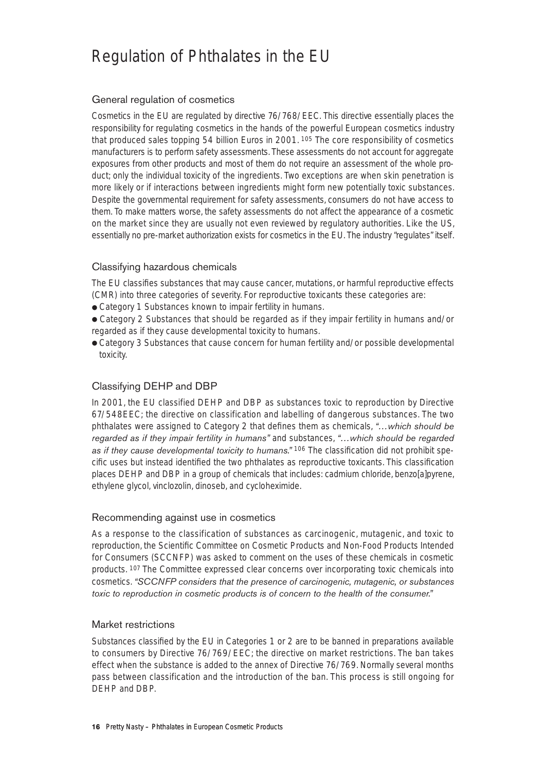# Regulation of Phthalates in the EU

## General regulation of cosmetics

Cosmetics in the EU are regulated by directive 76/768/EEC. This directive essentially places the responsibility for regulating cosmetics in the hands of the powerful European cosmetics industry that produced sales topping 54 billion Euros in 2001.[105] The core responsibility of cosmetics manufacturers is to perform safety assessments. These assessments do not account for aggregate exposures from other products and most of them do not require an assessment of the whole product; only the individual toxicity of the ingredients. Two exceptions are when skin penetration is more likely or if interactions between ingredients might form new potentially toxic substances. Despite the governmental requirement for safety assessments, consumers do not have access to them. To make matters worse, the safety assessments do not affect the appearance of a cosmetic on the market since they are usually not even reviewed by regulatory authorities. Like the US, essentially no pre-market authorization exists for cosmetics in the EU. The industry "regulates" itself.

## Classifying hazardous chemicals

The EU classifies substances that may cause cancer, mutations, or harmful reproductive effects (CMR) into three categories of severity. For reproductive toxicants these categories are:

- Category 1 Substances known to impair fertility in humans.
- Category 2 Substances that should be regarded as if they impair fertility in humans and/or regarded as if they cause developmental toxicity to humans.
- Category 3 Substances that cause concern for human fertility and/or possible developmental toxicity.

## Classifying DEHP and DBP

In 2001, the EU classified DEHP and DBP as substances toxic to reproduction by Directive 67/548EEC; the directive on classification and labelling of dangerous substances. The two phthalates were assigned to Category 2 that defines them as chemicals, *"…which should be regarded as if they impair fertility in humans"* and substances, *"…which should be regarded as if they cause developmental toxicity to humans."*[106] The classification did not prohibit specific uses but instead identified the two phthalates as reproductive toxicants. This classification places DEHP and DBP in a group of chemicals that includes: cadmium chloride, benzo[a]pyrene, ethylene glycol, vinclozolin, dinoseb, and cycloheximide.

## Recommending against use in cosmetics

As a response to the classification of substances as carcinogenic, mutagenic, and toxic to reproduction, the Scientific Committee on Cosmetic Products and Non-Food Products Intended for Consumers (SCCNFP) was asked to comment on the uses of these chemicals in cosmetic products.[107] The Committee expressed clear concerns over incorporating toxic chemicals into cosmetics. *"SCCNFP considers that the presence of carcinogenic, mutagenic, or substances toxic to reproduction in cosmetic products is of concern to the health of the consumer."*

## Market restrictions

Substances classified by the EU in Categories 1 or 2 are to be banned in preparations available to consumers by Directive 76/769/EEC; the directive on market restrictions. The ban takes effect when the substance is added to the annex of Directive 76/769. Normally several months pass between classification and the introduction of the ban. This process is still ongoing for DEHP and DBP.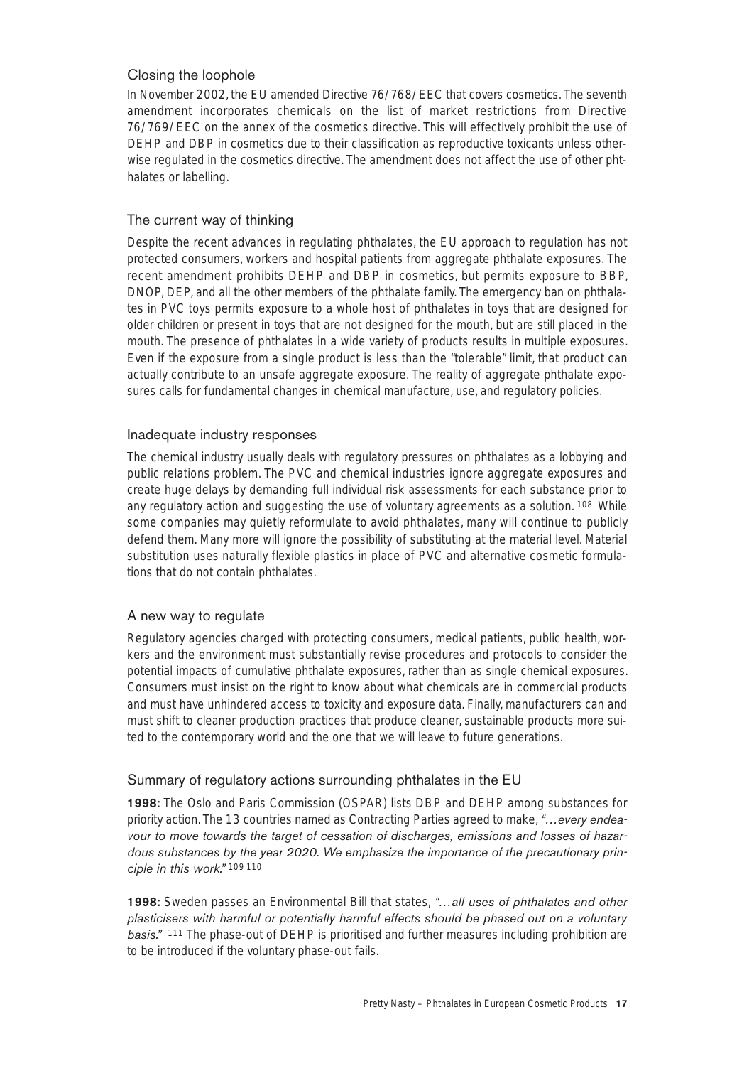## Closing the loophole

In November 2002, the EU amended Directive 76/768/EEC that covers cosmetics. The seventh amendment incorporates chemicals on the list of market restrictions from Directive 76/769/EEC on the annex of the cosmetics directive. This will effectively prohibit the use of DEHP and DBP in cosmetics due to their classification as reproductive toxicants unless otherwise regulated in the cosmetics directive. The amendment does not affect the use of other phthalates or labelling.

## The current way of thinking

Despite the recent advances in regulating phthalates, the EU approach to regulation has not protected consumers, workers and hospital patients from aggregate phthalate exposures. The recent amendment prohibits DEHP and DBP in cosmetics, but permits exposure to BBP, DNOP, DEP, and all the other members of the phthalate family. The emergency ban on phthalates in PVC toys permits exposure to a whole host of phthalates in toys that are designed for older children or present in toys that are not designed for the mouth, but are still placed in the mouth. The presence of phthalates in a wide variety of products results in multiple exposures. Even if the exposure from a single product is less than the "tolerable" limit, that product can actually contribute to an unsafe aggregate exposure. The reality of aggregate phthalate exposures calls for fundamental changes in chemical manufacture, use, and regulatory policies.

## Inadequate industry responses

The chemical industry usually deals with regulatory pressures on phthalates as a lobbying and public relations problem. The PVC and chemical industries ignore aggregate exposures and create huge delays by demanding full individual risk assessments for each substance prior to any regulatory action and suggesting the use of voluntary agreements as a solution.[108] While some companies may quietly reformulate to avoid phthalates, many will continue to publicly defend them. Many more will ignore the possibility of substituting at the material level. Material substitution uses naturally flexible plastics in place of PVC and alternative cosmetic formulations that do not contain phthalates.

## A new way to regulate

Regulatory agencies charged with protecting consumers, medical patients, public health, workers and the environment must substantially revise procedures and protocols to consider the potential impacts of cumulative phthalate exposures, rather than as single chemical exposures. Consumers must insist on the right to know about what chemicals are in commercial products and must have unhindered access to toxicity and exposure data. Finally, manufacturers can and must shift to cleaner production practices that produce cleaner, sustainable products more suited to the contemporary world and the one that we will leave to future generations.

## Summary of regulatory actions surrounding phthalates in the EU

**1998:** The Oslo and Paris Commission (OSPAR) lists DBP and DEHP among substances for priority action. The 13 countries named as Contracting Parties agreed to make, "*…every endeavour to move towards the target of cessation of discharges, emissions and losses of hazardous substances by the year 2020. We emphasize the importance of the precautionary principle in this work.*"[109 110]

**1998:** Sweden passes an Environmental Bill that states, "*…all uses of phthalates and other plasticisers with harmful or potentially harmful effects should be phased out on a voluntary basis.*"[111] The phase-out of DEHP is prioritised and further measures including prohibition are to be introduced if the voluntary phase-out fails.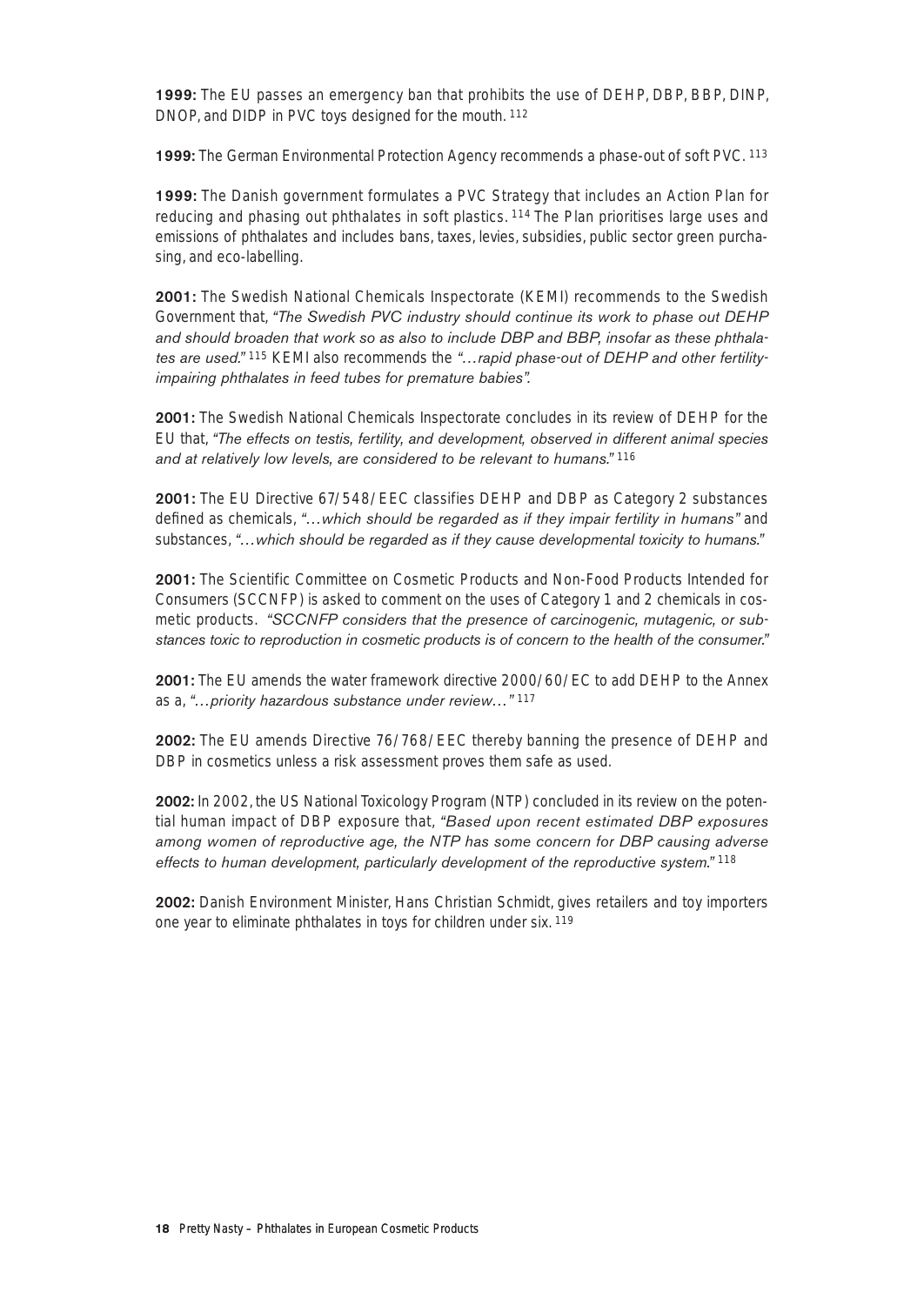**1999:** The EU passes an emergency ban that prohibits the use of DEHP, DBP, BBP, DINP, DNOP, and DIDP in PVC toys designed for the mouth. [112]

**1999:** The German Environmental Protection Agency recommends a phase-out of soft PVC. [113]

**1999:** The Danish government formulates a PVC Strategy that includes an Action Plan for reducing and phasing out phthalates in soft plastics. [114] The Plan prioritises large uses and emissions of phthalates and includes bans, taxes, levies, subsidies, public sector green purchasing, and eco-labelling.

**2001:** The Swedish National Chemicals Inspectorate (KEMI) recommends to the Swedish Government that, "*The Swedish PVC industry should continue its work to phase out DEHP and should broaden that work so as also to include DBP and BBP, insofar as these phthalates are used.*" [115] KEMI also recommends the "*…rapid phase-out of DEHP and other fertility-impairing phthalates in feed tubes for premature babies".*

**2001:** The Swedish National Chemicals Inspectorate concludes in its review of DEHP for the EU that, "*The effects on testis, fertility, and development, observed in different animal species and at relatively low levels, are considered to be relevant to humans.*" [116]

**2001:** The EU Directive 67/548/EEC classifies DEHP and DBP as Category 2 substances defined as chemicals, "*…which should be regarded as if they impair fertility in humans*" and substances, "*…which should be regarded as if they cause developmental toxicity to humans.*"

**2001:** The Scientific Committee on Cosmetic Products and Non-Food Products Intended for Consumers (SCCNFP) is asked to comment on the uses of Category 1 and 2 chemicals in cosmetic products. "*SCCNFP considers that the presence of carcinogenic, mutagenic, or substances toxic to reproduction in cosmetic products is of concern to the health of the consumer.*"

**2001:** The EU amends the water framework directive 2000/60/EC to add DEHP to the Annex as a, "*…priority hazardous substance under review…*" [117]

**2002:** The EU amends Directive 76/768/EEC thereby banning the presence of DEHP and DBP in cosmetics unless a risk assessment proves them safe as used.

**2002:** In 2002, the US National Toxicology Program (NTP) concluded in its review on the potential human impact of DBP exposure that, "*Based upon recent estimated DBP exposures among women of reproductive age, the NTP has some concern for DBP causing adverse effects to human development, particularly development of the reproductive system.*" [118]

**2002:** Danish Environment Minister, Hans Christian Schmidt, gives retailers and toy importers one year to eliminate phthalates in toys for children under six. [119]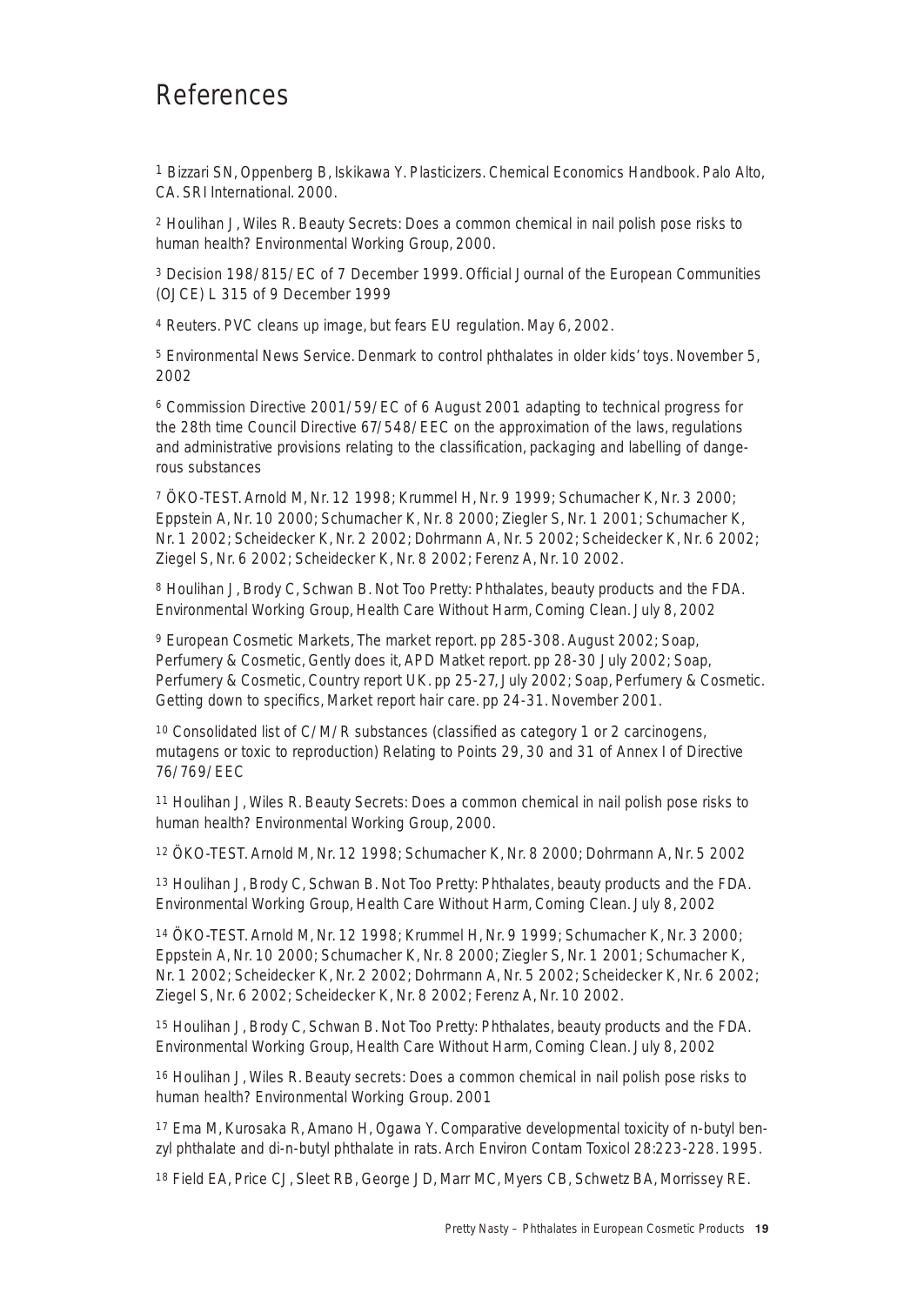# References

1 Bizzari SN, Oppenberg B, Iskikawa Y. Plasticizers. Chemical Economics Handbook. Palo Alto, CA. SRI International. 2000.

2 Houlihan J, Wiles R. Beauty Secrets: Does a common chemical in nail polish pose risks to human health? Environmental Working Group, 2000.

3 Decision 198/815/EC of 7 December 1999. Official Journal of the European Communities (OJCE) L 315 of 9 December 1999

4 Reuters. PVC cleans up image, but fears EU regulation. May 6, 2002.

5 Environmental News Service. Denmark to control phthalates in older kids' toys. November 5, 2002

6 Commission Directive 2001/59/EC of 6 August 2001 adapting to technical progress for the 28th time Council Directive 67/548/EEC on the approximation of the laws, regulations and administrative provisions relating to the classification, packaging and labelling of dangerous substances

7 ÖKO-TEST. Arnold M, Nr. 12 1998; Krummel H, Nr. 9 1999; Schumacher K, Nr. 3 2000; Eppstein A, Nr. 10 2000; Schumacher K, Nr. 8 2000; Ziegler S, Nr. 1 2001; Schumacher K, Nr. 1 2002; Scheidecker K, Nr. 2 2002; Dohrmann A, Nr. 5 2002; Scheidecker K, Nr. 6 2002; Ziegel S, Nr. 6 2002; Scheidecker K, Nr. 8 2002; Ferenz A, Nr. 10 2002.

8 Houlihan J, Brody C, Schwan B. Not Too Pretty: Phthalates, beauty products and the FDA. Environmental Working Group, Health Care Without Harm, Coming Clean. July 8, 2002

9 European Cosmetic Markets, The market report. pp 285-308. August 2002; Soap, Perfumery & Cosmetic, Gently does it, APD Matket report. pp 28-30 July 2002; Soap, Perfumery & Cosmetic, Country report UK. pp 25-27, July 2002; Soap, Perfumery & Cosmetic. Getting down to specifics, Market report hair care. pp 24-31. November 2001.

10 Consolidated list of C/M/R substances (classified as category 1 or 2 carcinogens, mutagens or toxic to reproduction) Relating to Points 29, 30 and 31 of Annex I of Directive 76/769/EEC

11 Houlihan J, Wiles R. Beauty Secrets: Does a common chemical in nail polish pose risks to human health? Environmental Working Group, 2000.

12 ÖKO-TEST. Arnold M, Nr. 12 1998; Schumacher K, Nr. 8 2000; Dohrmann A, Nr. 5 2002

13 Houlihan J, Brody C, Schwan B. Not Too Pretty: Phthalates, beauty products and the FDA. Environmental Working Group, Health Care Without Harm, Coming Clean. July 8, 2002

14 ÖKO-TEST. Arnold M, Nr. 12 1998; Krummel H, Nr. 9 1999; Schumacher K, Nr. 3 2000; Eppstein A, Nr. 10 2000; Schumacher K, Nr. 8 2000; Ziegler S, Nr. 1 2001; Schumacher K, Nr. 1 2002; Scheidecker K, Nr. 2 2002; Dohrmann A, Nr. 5 2002; Scheidecker K, Nr. 6 2002; Ziegel S, Nr. 6 2002; Scheidecker K, Nr. 8 2002; Ferenz A, Nr. 10 2002.

15 Houlihan J, Brody C, Schwan B. Not Too Pretty: Phthalates, beauty products and the FDA. Environmental Working Group, Health Care Without Harm, Coming Clean. July 8, 2002

16 Houlihan J, Wiles R. Beauty secrets: Does a common chemical in nail polish pose risks to human health? Environmental Working Group. 2001

17 Ema M, Kurosaka R, Amano H, Ogawa Y. Comparative developmental toxicity of n-butyl benzyl phthalate and di-n-butyl phthalate in rats. Arch Environ Contam Toxicol 28:223-228. 1995.

18 Field EA, Price CJ, Sleet RB, George JD, Marr MC, Myers CB, Schwetz BA, Morrissey RE.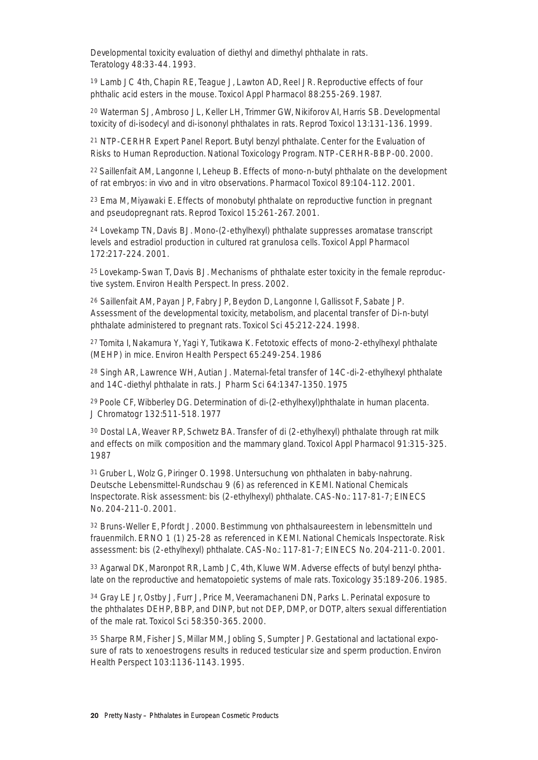Developmental toxicity evaluation of diethyl and dimethyl phthalate in rats. Teratology 48:33-44. 1993.

[19] Lamb JC 4th, Chapin RE, Teague J, Lawton AD, Reel JR. Reproductive effects of four phthalic acid esters in the mouse. Toxicol Appl Pharmacol 88:255-269. 1987.

[20] Waterman SJ, Ambroso JL, Keller LH, Trimmer GW, Nikiforov AI, Harris SB. Developmental toxicity of di-isodecyl and di-isononyl phthalates in rats. Reprod Toxicol 13:131-136. 1999.

[21] NTP-CERHR Expert Panel Report. Butyl benzyl phthalate. Center for the Evaluation of Risks to Human Reproduction. National Toxicology Program. NTP-CERHR-BBP-00. 2000.

[22] Saillenfait AM, Langonne I, Leheup B. Effects of mono-n-butyl phthalate on the development of rat embryos: in vivo and in vitro observations. Pharmacol Toxicol 89:104-112. 2001.

[23] Ema M, Miyawaki E. Effects of monobutyl phthalate on reproductive function in pregnant and pseudopregnant rats. Reprod Toxicol 15:261-267. 2001.

[24] Lovekamp TN, Davis BJ. Mono-(2-ethylhexyl) phthalate suppresses aromatase transcript levels and estradiol production in cultured rat granulosa cells. Toxicol Appl Pharmacol 172:217-224. 2001.

[25] Lovekamp-Swan T, Davis BJ. Mechanisms of phthalate ester toxicity in the female reproductive system. Environ Health Perspect. In press. 2002.

[26] Saillenfait AM, Payan JP, Fabry JP, Beydon D, Langonne I, Gallissot F, Sabate JP. Assessment of the developmental toxicity, metabolism, and placental transfer of Di-n-butyl phthalate administered to pregnant rats. Toxicol Sci 45:212-224. 1998.

[27] Tomita I, Nakamura Y, Yagi Y, Tutikawa K. Fetotoxic effects of mono-2-ethylhexyl phthalate (MEHP) in mice. Environ Health Perspect 65:249-254. 1986

[28] Singh AR, Lawrence WH, Autian J. Maternal-fetal transfer of 14C-di-2-ethylhexyl phthalate and 14C-diethyl phthalate in rats. J Pharm Sci 64:1347-1350. 1975

[29] Poole CF, Wibberley DG. Determination of di-(2-ethylhexyl)phthalate in human placenta. J Chromatogr 132:511-518. 1977

[30] Dostal LA, Weaver RP, Schwetz BA. Transfer of di (2-ethylhexyl) phthalate through rat milk and effects on milk composition and the mammary gland. Toxicol Appl Pharmacol 91:315-325. 1987

[31] Gruber L, Wolz G, Piringer O. 1998. Untersuchung von phthalaten in baby-nahrung. Deutsche Lebensmittel-Rundschau 9 (6) as referenced in KEMI. National Chemicals Inspectorate. Risk assessment: bis (2-ethylhexyl) phthalate. CAS-No.: 117-81-7; EINECS No. 204-211-0. 2001.

[32] Bruns-Weller E, Pfordt J. 2000. Bestimmung von phthalsaureestern in lebensmitteln und frauenmilch. ERNO 1 (1) 25-28 as referenced in KEMI. National Chemicals Inspectorate. Risk assessment: bis (2-ethylhexyl) phthalate. CAS-No.: 117-81-7; EINECS No. 204-211-0. 2001.

[33] Agarwal DK, Maronpot RR, Lamb JC, 4th, Kluwe WM. Adverse effects of butyl benzyl phthalate on the reproductive and hematopoietic systems of male rats. Toxicology 35:189-206. 1985.

[34] Gray LE Jr, Ostby J, Furr J, Price M, Veeramachaneni DN, Parks L. Perinatal exposure to the phthalates DEHP, BBP, and DINP, but not DEP, DMP, or DOTP, alters sexual differentiation of the male rat. Toxicol Sci 58:350-365. 2000.

[35] Sharpe RM, Fisher JS, Millar MM, Jobling S, Sumpter JP. Gestational and lactational exposure of rats to xenoestrogens results in reduced testicular size and sperm production. Environ Health Perspect 103:1136-1143. 1995.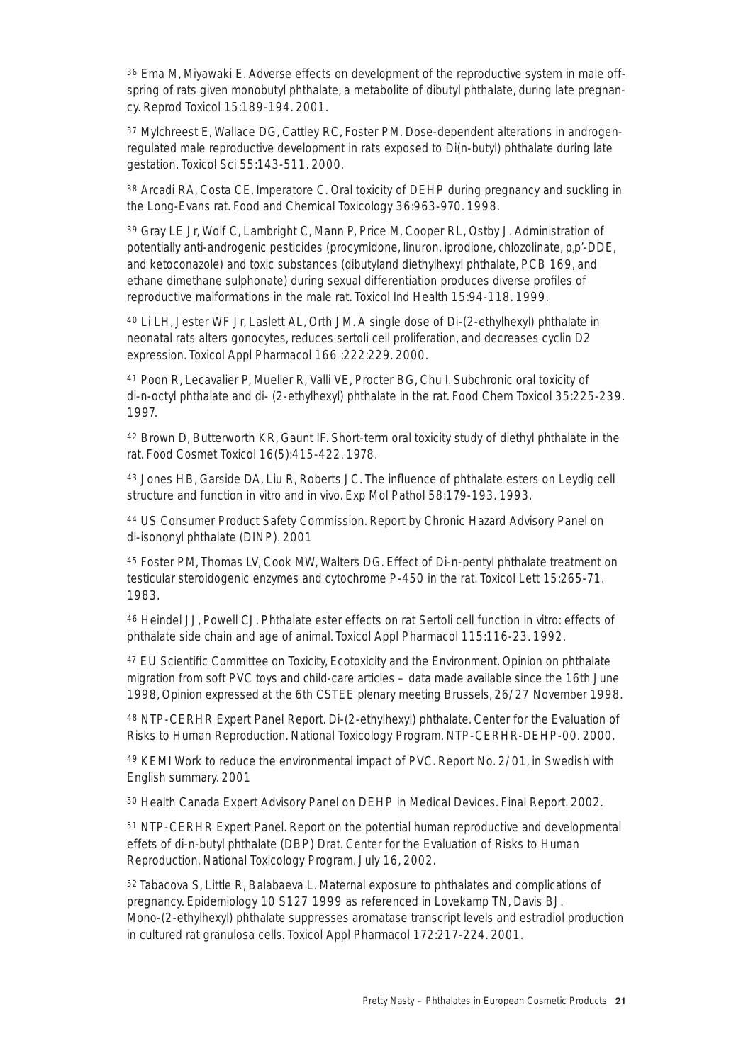[36] Ema M, Miyawaki E. Adverse effects on development of the reproductive system in male offspring of rats given monobutyl phthalate, a metabolite of dibutyl phthalate, during late pregnancy. Reprod Toxicol 15:189-194. 2001.

[37] Mylchreest E, Wallace DG, Cattley RC, Foster PM. Dose-dependent alterations in androgen-regulated male reproductive development in rats exposed to Di(n-butyl) phthalate during late gestation. Toxicol Sci 55:143-511. 2000.

[38] Arcadi RA, Costa CE, Imperatore C. Oral toxicity of DEHP during pregnancy and suckling in the Long-Evans rat. Food and Chemical Toxicology 36:963-970. 1998.

[39] Gray LE Jr, Wolf C, Lambright C, Mann P, Price M, Cooper RL, Ostby J. Administration of potentially anti-androgenic pesticides (procymidone, linuron, iprodione, chlozolinate, p,p'-DDE, and ketoconazole) and toxic substances (dibutyland diethylhexyl phthalate, PCB 169, and ethane dimethane sulphonate) during sexual differentiation produces diverse profiles of reproductive malformations in the male rat. Toxicol Ind Health 15:94-118. 1999.

[40] Li LH, Jester WF Jr, Laslett AL, Orth JM. A single dose of Di-(2-ethylhexyl) phthalate in neonatal rats alters gonocytes, reduces sertoli cell proliferation, and decreases cyclin D2 expression. Toxicol Appl Pharmacol 166 :222:229. 2000.

[41] Poon R, Lecavalier P, Mueller R, Valli VE, Procter BG, Chu I. Subchronic oral toxicity of di-n-octyl phthalate and di- (2-ethylhexyl) phthalate in the rat. Food Chem Toxicol 35:225-239. 1997.

[42] Brown D, Butterworth KR, Gaunt IF. Short-term oral toxicity study of diethyl phthalate in the rat. Food Cosmet Toxicol 16(5):415-422. 1978.

[43] Jones HB, Garside DA, Liu R, Roberts JC. The influence of phthalate esters on Leydig cell structure and function in vitro and in vivo. Exp Mol Pathol 58:179-193. 1993.

[44] US Consumer Product Safety Commission. Report by Chronic Hazard Advisory Panel on di-isononyl phthalate (DINP). 2001

[45] Foster PM, Thomas LV, Cook MW, Walters DG. Effect of Di-n-pentyl phthalate treatment on testicular steroidogenic enzymes and cytochrome P-450 in the rat. Toxicol Lett 15:265-71. 1983.

[46] Heindel JJ, Powell CJ. Phthalate ester effects on rat Sertoli cell function in vitro: effects of phthalate side chain and age of animal. Toxicol Appl Pharmacol 115:116-23. 1992.

[47] EU Scientific Committee on Toxicity, Ecotoxicity and the Environment. Opinion on phthalate migration from soft PVC toys and child-care articles – data made available since the 16th June 1998, Opinion expressed at the 6th CSTEE plenary meeting Brussels, 26/27 November 1998.

[48] NTP-CERHR Expert Panel Report. Di-(2-ethylhexyl) phthalate. Center for the Evaluation of Risks to Human Reproduction. National Toxicology Program. NTP-CERHR-DEHP-00. 2000.

[49] KEMI Work to reduce the environmental impact of PVC. Report No. 2/01, in Swedish with English summary. 2001

[50] Health Canada Expert Advisory Panel on DEHP in Medical Devices. Final Report. 2002.

[51] NTP-CERHR Expert Panel. Report on the potential human reproductive and developmental effets of di-n-butyl phthalate (DBP) Drat. Center for the Evaluation of Risks to Human Reproduction. National Toxicology Program. July 16, 2002.

[52] Tabacova S, Little R, Balabaeva L. Maternal exposure to phthalates and complications of pregnancy. Epidemiology 10 S127 1999 as referenced in Lovekamp TN, Davis BJ. Mono-(2-ethylhexyl) phthalate suppresses aromatase transcript levels and estradiol production in cultured rat granulosa cells. Toxicol Appl Pharmacol 172:217-224. 2001.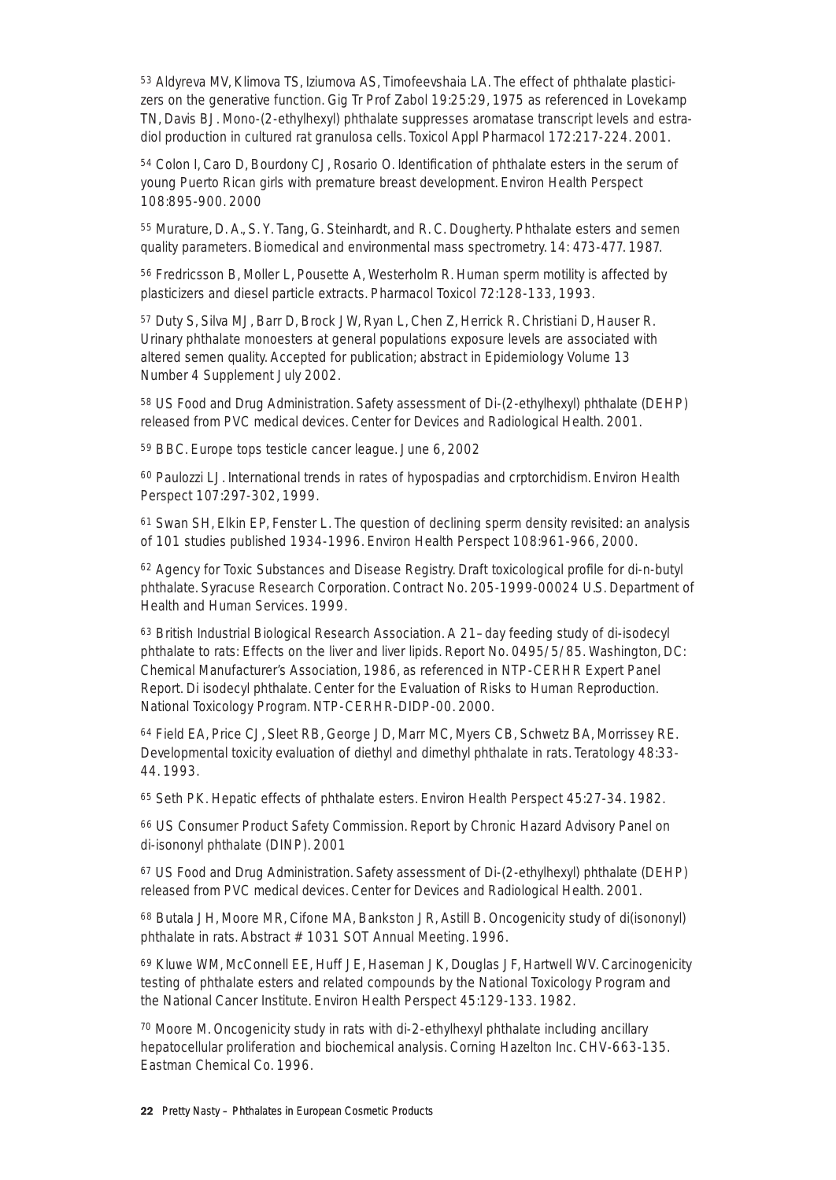[53] Aldyreva MV, Klimova TS, Iziumova AS, Timofeevshaia LA. The effect of phthalate plasticizers on the generative function. Gig Tr Prof Zabol 19:25:29, 1975 as referenced in Lovekamp TN, Davis BJ. Mono-(2-ethylhexyl) phthalate suppresses aromatase transcript levels and estradiol production in cultured rat granulosa cells. Toxicol Appl Pharmacol 172:217-224. 2001.

[54] Colon I, Caro D, Bourdony CJ, Rosario O. Identification of phthalate esters in the serum of young Puerto Rican girls with premature breast development. Environ Health Perspect 108:895-900. 2000

[55] Murature, D. A., S. Y. Tang, G. Steinhardt, and R. C. Dougherty. Phthalate esters and semen quality parameters. Biomedical and environmental mass spectrometry. 14: 473-477. 1987.

[56] Fredricsson B, Moller L, Pousette A, Westerholm R. Human sperm motility is affected by plasticizers and diesel particle extracts. Pharmacol Toxicol 72:128-133, 1993.

[57] Duty S, Silva MJ, Barr D, Brock JW, Ryan L, Chen Z, Herrick R. Christiani D, Hauser R. Urinary phthalate monoesters at general populations exposure levels are associated with altered semen quality. Accepted for publication; abstract in Epidemiology Volume 13 Number 4 Supplement July 2002.

[58] US Food and Drug Administration. Safety assessment of Di-(2-ethylhexyl) phthalate (DEHP) released from PVC medical devices. Center for Devices and Radiological Health. 2001.

[59] BBC. Europe tops testicle cancer league. June 6, 2002

[60] Paulozzi LJ. International trends in rates of hypospadias and crptorchidism. Environ Health Perspect 107:297-302, 1999.

[61] Swan SH, Elkin EP, Fenster L. The question of declining sperm density revisited: an analysis of 101 studies published 1934-1996. Environ Health Perspect 108:961-966, 2000.

[62] Agency for Toxic Substances and Disease Registry. Draft toxicological profile for di-n-butyl phthalate. Syracuse Research Corporation. Contract No. 205-1999-00024 U.S. Department of Health and Human Services. 1999.

[63] British Industrial Biological Research Association. A 21– day feeding study of di-isodecyl phthalate to rats: Effects on the liver and liver lipids. Report No. 0495/5/85. Washington, DC: Chemical Manufacturer's Association, 1986, as referenced in NTP-CERHR Expert Panel Report. Di isodecyl phthalate. Center for the Evaluation of Risks to Human Reproduction. National Toxicology Program. NTP-CERHR-DIDP-00. 2000.

[64] Field EA, Price CJ, Sleet RB, George JD, Marr MC, Myers CB, Schwetz BA, Morrissey RE. Developmental toxicity evaluation of diethyl and dimethyl phthalate in rats. Teratology 48:33-44. 1993.

[65] Seth PK. Hepatic effects of phthalate esters. Environ Health Perspect 45:27-34. 1982.

[66] US Consumer Product Safety Commission. Report by Chronic Hazard Advisory Panel on di-isononyl phthalate (DINP). 2001

[67] US Food and Drug Administration. Safety assessment of Di-(2-ethylhexyl) phthalate (DEHP) released from PVC medical devices. Center for Devices and Radiological Health. 2001.

[68] Butala JH, Moore MR, Cifone MA, Bankston JR, Astill B. Oncogenicity study of di(isononyl) phthalate in rats. Abstract # 1031 SOT Annual Meeting. 1996.

[69] Kluwe WM, McConnell EE, Huff JE, Haseman JK, Douglas JF, Hartwell WV. Carcinogenicity testing of phthalate esters and related compounds by the National Toxicology Program and the National Cancer Institute. Environ Health Perspect 45:129-133. 1982.

[70] Moore M. Oncogenicity study in rats with di-2-ethylhexyl phthalate including ancillary hepatocellular proliferation and biochemical analysis. Corning Hazelton Inc. CHV-663-135. Eastman Chemical Co. 1996.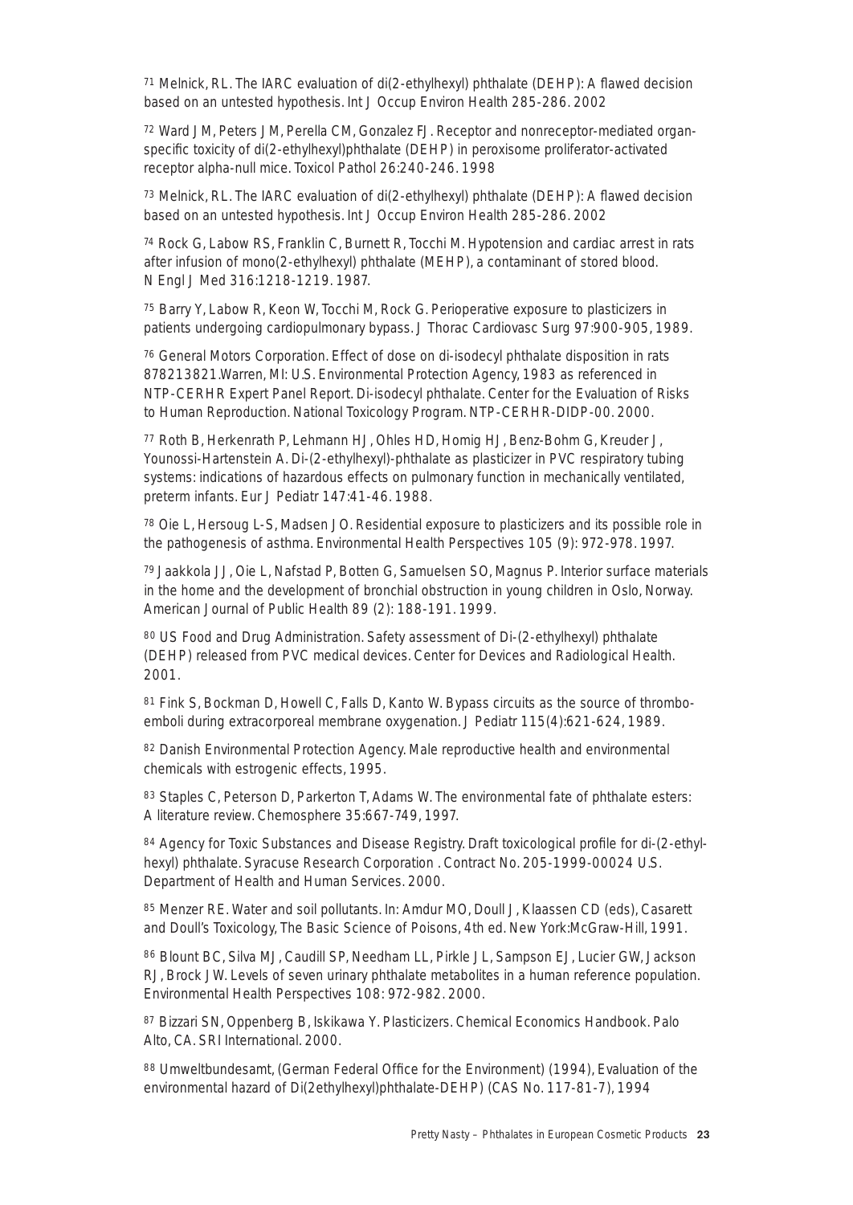[71] Melnick, RL. The IARC evaluation of di(2-ethylhexyl) phthalate (DEHP): A flawed decision based on an untested hypothesis. Int J Occup Environ Health 285-286. 2002

[72] Ward JM, Peters JM, Perella CM, Gonzalez FJ. Receptor and nonreceptor-mediated organ-specific toxicity of di(2-ethylhexyl)phthalate (DEHP) in peroxisome proliferator-activated receptor alpha-null mice. Toxicol Pathol 26:240-246. 1998

[73] Melnick, RL. The IARC evaluation of di(2-ethylhexyl) phthalate (DEHP): A flawed decision based on an untested hypothesis. Int J Occup Environ Health 285-286. 2002

[74] Rock G, Labow RS, Franklin C, Burnett R, Tocchi M. Hypotension and cardiac arrest in rats after infusion of mono(2-ethylhexyl) phthalate (MEHP), a contaminant of stored blood. N Engl J Med 316:1218-1219. 1987.

[75] Barry Y, Labow R, Keon W, Tocchi M, Rock G. Perioperative exposure to plasticizers in patients undergoing cardiopulmonary bypass. J Thorac Cardiovasc Surg 97:900-905, 1989.

[76] General Motors Corporation. Effect of dose on di-isodecyl phthalate disposition in rats 878213821.Warren, MI: U.S. Environmental Protection Agency, 1983 as referenced in NTP-CERHR Expert Panel Report. Di-isodecyl phthalate. Center for the Evaluation of Risks to Human Reproduction. National Toxicology Program. NTP-CERHR-DIDP-00. 2000.

[77] Roth B, Herkenrath P, Lehmann HJ, Ohles HD, Homig HJ, Benz-Bohm G, Kreuder J, Younossi-Hartenstein A. Di-(2-ethylhexyl)-phthalate as plasticizer in PVC respiratory tubing systems: indications of hazardous effects on pulmonary function in mechanically ventilated, preterm infants. Eur J Pediatr 147:41-46. 1988.

[78] Oie L, Hersoug L-S, Madsen JO. Residential exposure to plasticizers and its possible role in the pathogenesis of asthma. Environmental Health Perspectives 105 (9): 972-978. 1997.

[79] Jaakkola JJ, Oie L, Nafstad P, Botten G, Samuelsen SO, Magnus P. Interior surface materials in the home and the development of bronchial obstruction in young children in Oslo, Norway. American Journal of Public Health 89 (2): 188-191. 1999.

[80] US Food and Drug Administration. Safety assessment of Di-(2-ethylhexyl) phthalate (DEHP) released from PVC medical devices. Center for Devices and Radiological Health. 2001.

[81] Fink S, Bockman D, Howell C, Falls D, Kanto W. Bypass circuits as the source of thrombo-emboli during extracorporeal membrane oxygenation. J Pediatr 115(4):621-624, 1989.

[82] Danish Environmental Protection Agency. Male reproductive health and environmental chemicals with estrogenic effects, 1995.

[83] Staples C, Peterson D, Parkerton T, Adams W. The environmental fate of phthalate esters: A literature review. Chemosphere 35:667-749, 1997.

[84] Agency for Toxic Substances and Disease Registry. Draft toxicological profile for di-(2-ethyl-hexyl) phthalate. Syracuse Research Corporation . Contract No. 205-1999-00024 U.S. Department of Health and Human Services. 2000.

[85] Menzer RE. Water and soil pollutants. In: Amdur MO, Doull J, Klaassen CD (eds), Casarett and Doull's Toxicology, The Basic Science of Poisons, 4th ed. New York:McGraw-Hill, 1991.

[86] Blount BC, Silva MJ, Caudill SP, Needham LL, Pirkle JL, Sampson EJ, Lucier GW, Jackson RJ, Brock JW. Levels of seven urinary phthalate metabolites in a human reference population. Environmental Health Perspectives 108: 972-982. 2000.

[87] Bizzari SN, Oppenberg B, Iskikawa Y. Plasticizers. Chemical Economics Handbook. Palo Alto, CA. SRI International. 2000.

[88] Umweltbundesamt, (German Federal Office for the Environment) (1994), Evaluation of the environmental hazard of Di(2ethylhexyl)phthalate-DEHP) (CAS No. 117-81-7), 1994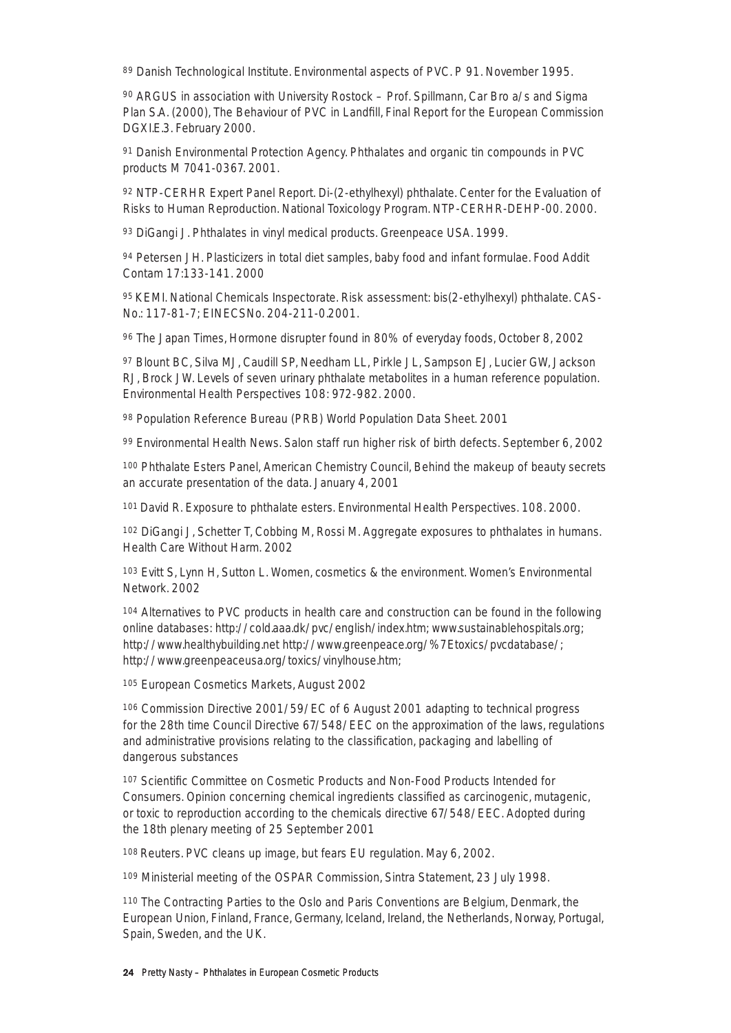[89] Danish Technological Institute. Environmental aspects of PVC. P 91. November 1995.

[90] ARGUS in association with University Rostock – Prof. Spillmann, Car Bro a/s and Sigma Plan S.A. (2000), The Behaviour of PVC in Landfill, Final Report for the European Commission DGXI.E.3. February 2000.

[91] Danish Environmental Protection Agency. Phthalates and organic tin compounds in PVC products M 7041-0367. 2001.

[92] NTP-CERHR Expert Panel Report. Di-(2-ethylhexyl) phthalate. Center for the Evaluation of Risks to Human Reproduction. National Toxicology Program. NTP-CERHR-DEHP-00. 2000.

[93] DiGangi J. Phthalates in vinyl medical products. Greenpeace USA. 1999.

[94] Petersen JH. Plasticizers in total diet samples, baby food and infant formulae. Food Addit Contam 17:133-141. 2000

[95] KEMI. National Chemicals Inspectorate. Risk assessment: bis(2-ethylhexyl) phthalate. CAS-No.: 117-81-7; EINECSNo. 204-211-0.2001.

[96] The Japan Times, Hormone disrupter found in 80% of everyday foods, October 8, 2002

[97] Blount BC, Silva MJ, Caudill SP, Needham LL, Pirkle JL, Sampson EJ, Lucier GW, Jackson RJ, Brock JW. Levels of seven urinary phthalate metabolites in a human reference population. Environmental Health Perspectives 108: 972-982. 2000.

[98] Population Reference Bureau (PRB) World Population Data Sheet. 2001

[99] Environmental Health News. Salon staff run higher risk of birth defects. September 6, 2002

[100] Phthalate Esters Panel, American Chemistry Council, Behind the makeup of beauty secrets an accurate presentation of the data. January 4, 2001

[101] David R. Exposure to phthalate esters. Environmental Health Perspectives. 108. 2000.

[102] DiGangi J, Schetter T, Cobbing M, Rossi M. Aggregate exposures to phthalates in humans. Health Care Without Harm. 2002

[103] Evitt S, Lynn H, Sutton L. Women, cosmetics & the environment. Women's Environmental Network. 2002

[104] Alternatives to PVC products in health care and construction can be found in the following online databases: http://cold.aaa.dk/pvc/english/index.htm; www.sustainablehospitals.org; http://www.healthybuilding.net http://www.greenpeace.org/%7Etoxics/pvcdatabase/; http://www.greenpeaceusa.org/toxics/vinylhouse.htm;

[105] European Cosmetics Markets, August 2002

[106] Commission Directive 2001/59/EC of 6 August 2001 adapting to technical progress for the 28th time Council Directive 67/548/EEC on the approximation of the laws, regulations and administrative provisions relating to the classification, packaging and labelling of dangerous substances

[107] Scientific Committee on Cosmetic Products and Non-Food Products Intended for Consumers. Opinion concerning chemical ingredients classified as carcinogenic, mutagenic, or toxic to reproduction according to the chemicals directive 67/548/EEC. Adopted during the 18th plenary meeting of 25 September 2001

[108] Reuters. PVC cleans up image, but fears EU regulation. May 6, 2002.

[109] Ministerial meeting of the OSPAR Commission, Sintra Statement, 23 July 1998.

[110] The Contracting Parties to the Oslo and Paris Conventions are Belgium, Denmark, the European Union, Finland, France, Germany, Iceland, Ireland, the Netherlands, Norway, Portugal, Spain, Sweden, and the UK.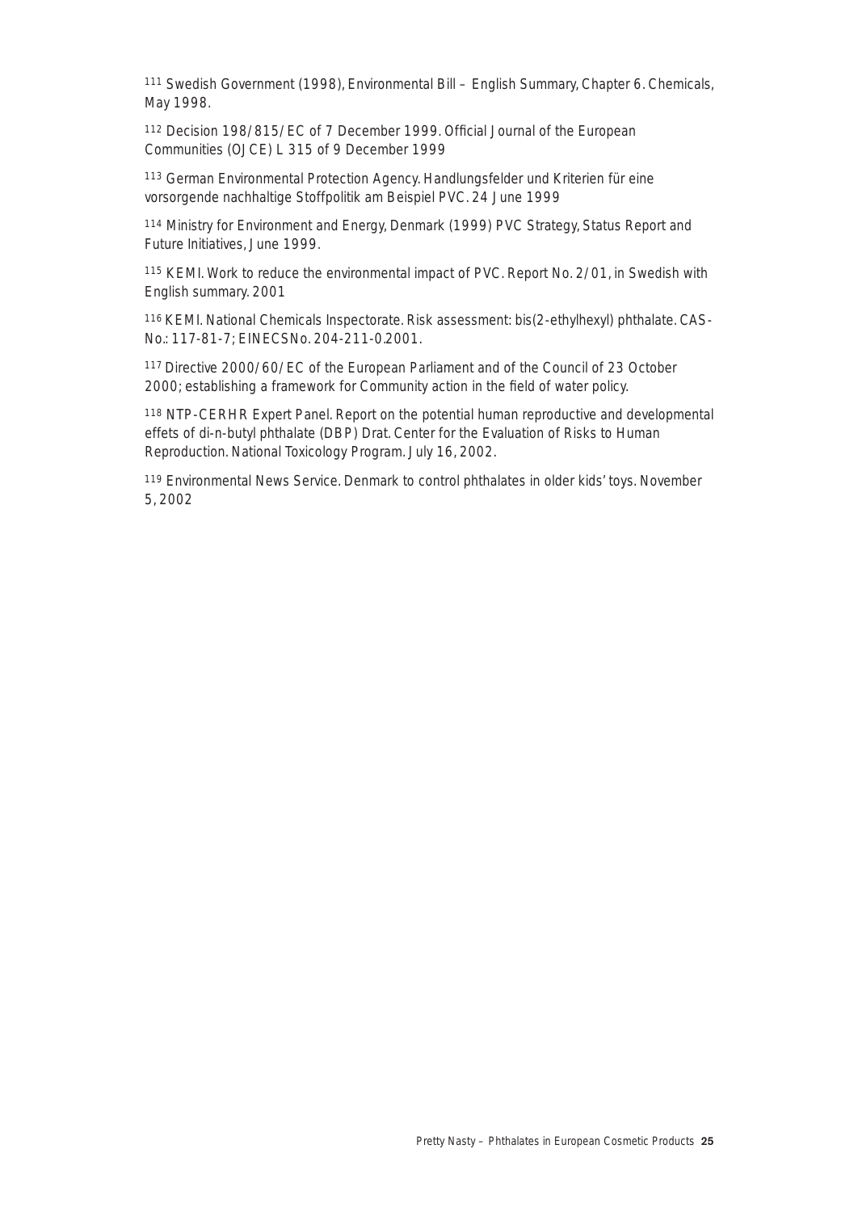[111] Swedish Government (1998), Environmental Bill – English Summary, Chapter 6. Chemicals, May 1998.

[112] Decision 198/815/EC of 7 December 1999. Official Journal of the European Communities (OJCE) L 315 of 9 December 1999

[113] German Environmental Protection Agency. Handlungsfelder und Kriterien für eine vorsorgende nachhaltige Stoffpolitik am Beispiel PVC. 24 June 1999

[114] Ministry for Environment and Energy, Denmark (1999) PVC Strategy, Status Report and Future Initiatives, June 1999.

[115] KEMI. Work to reduce the environmental impact of PVC. Report No. 2/01, in Swedish with English summary. 2001

[116] KEMI. National Chemicals Inspectorate. Risk assessment: bis(2-ethylhexyl) phthalate. CAS-No.: 117-81-7; EINECSNo. 204-211-0.2001.

[117] Directive 2000/60/EC of the European Parliament and of the Council of 23 October 2000; establishing a framework for Community action in the field of water policy.

[118] NTP-CERHR Expert Panel. Report on the potential human reproductive and developmental effets of di-n-butyl phthalate (DBP) Drat. Center for the Evaluation of Risks to Human Reproduction. National Toxicology Program. July 16, 2002.

[119] Environmental News Service. Denmark to control phthalates in older kids' toys. November 5, 2002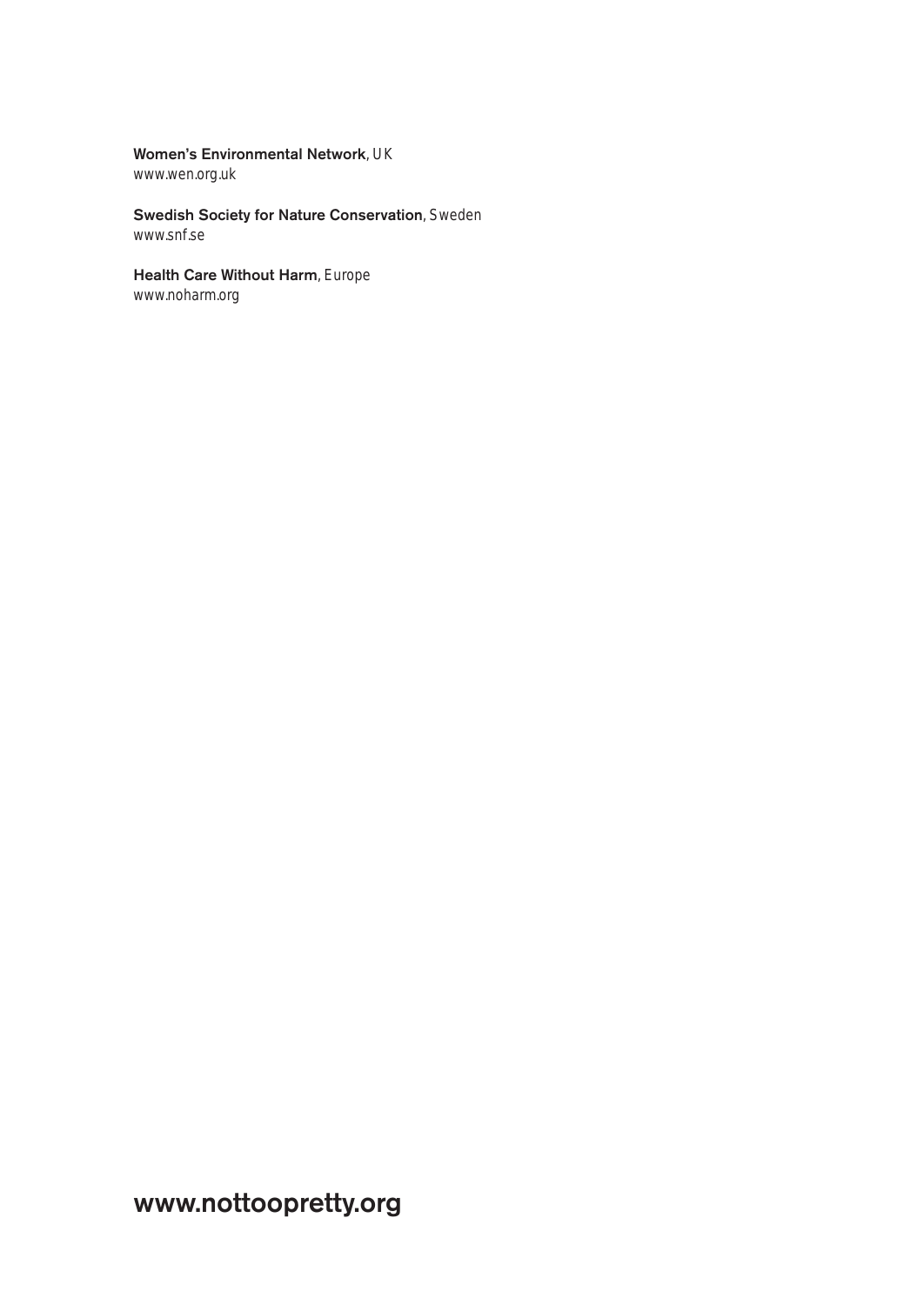**Women's Environmental Network**, UK
www.wen.org.uk

**Swedish Society for Nature Conservation**, Sweden
www.snf.se

**Health Care Without Harm**, Europe
www.noharm.org

**www.nottoopretty.org**